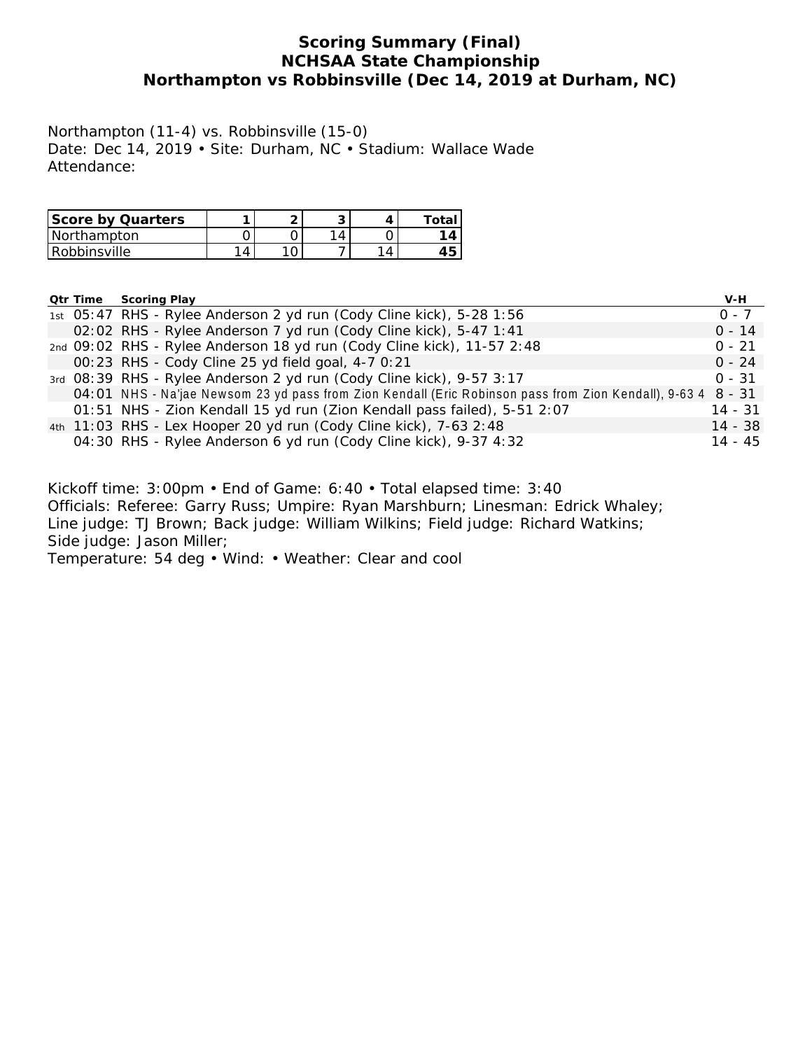# Scoring Summary (Final)
# NCHSAA State Championship
# Northampton vs Robbinsville (Dec 14, 2019 at Durham, NC)

Northampton (11-4) vs. Robbinsville (15-0)
Date: Dec 14, 2019 • Site: Durham, NC • Stadium: Wallace Wade
Attendance:

| Score by Quarters | 1 | 2 | 3 | 4 | Total |
|---|---|---|---|---|---|
| Northampton | 0 | 0 | 14 | 0 | **14** |
| Robbinsville | 14 | 10 | 7 | 14 | **45** |

| Qtr | Time | Scoring Play | V-H |
|---|---|---|---|
| 1st | 05:47 | RHS - Rylee Anderson 2 yd run (Cody Cline kick), 5-28 1:56 | 0 - 7 |
| | 02:02 | RHS - Rylee Anderson 7 yd run (Cody Cline kick), 5-47 1:41 | 0 - 14 |
| 2nd | 09:02 | RHS - Rylee Anderson 18 yd run (Cody Cline kick), 11-57 2:48 | 0 - 21 |
| | 00:23 | RHS - Cody Cline 25 yd field goal, 4-7 0:21 | 0 - 24 |
| 3rd | 08:39 | RHS - Rylee Anderson 2 yd run (Cody Cline kick), 9-57 3:17 | 0 - 31 |
| | 04:01 | NHS - Na'jae Newsom 23 yd pass from Zion Kendall (Eric Robinson pass from Zion Kendall), 9-63 4 | 8 - 31 |
| | 01:51 | NHS - Zion Kendall 15 yd run (Zion Kendall pass failed), 5-51 2:07 | 14 - 31 |
| 4th | 11:03 | RHS - Lex Hooper 20 yd run (Cody Cline kick), 7-63 2:48 | 14 - 38 |
| | 04:30 | RHS - Rylee Anderson 6 yd run (Cody Cline kick), 9-37 4:32 | 14 - 45 |

Kickoff time: 3:00pm • End of Game: 6:40 • Total elapsed time: 3:40
Officials: Referee: Garry Russ; Umpire: Ryan Marshburn; Linesman: Edrick Whaley; Line judge: TJ Brown; Back judge: William Wilkins; Field judge: Richard Watkins; Side judge: Jason Miller;
Temperature: 54 deg • Wind: • Weather: Clear and cool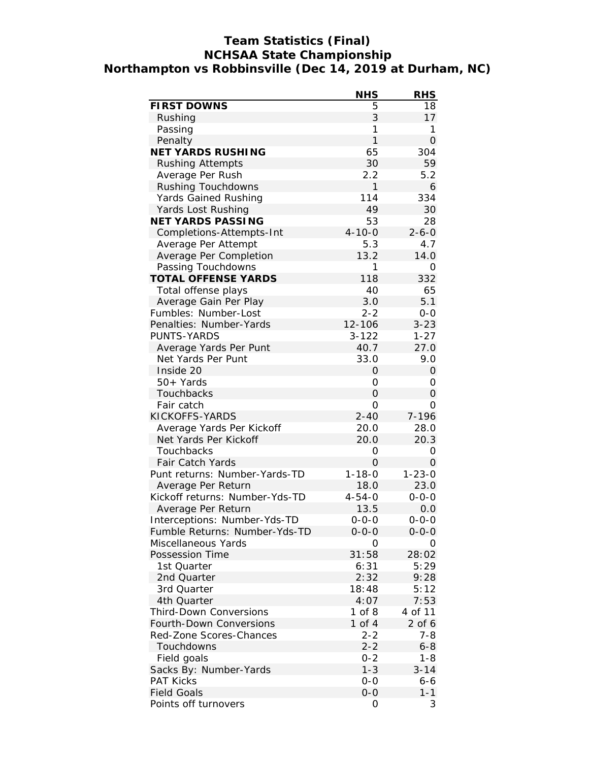# Team Statistics (Final)
## NCHSAA State Championship
## Northampton vs Robbinsville (Dec 14, 2019 at Durham, NC)

| | NHS | RHS |
|---|---|---|
| **FIRST DOWNS** | 5 | 18 |
| Rushing | 3 | 17 |
| Passing | 1 | 1 |
| Penalty | 1 | 0 |
| **NET YARDS RUSHING** | 65 | 304 |
| Rushing Attempts | 30 | 59 |
| Average Per Rush | 2.2 | 5.2 |
| Rushing Touchdowns | 1 | 6 |
| Yards Gained Rushing | 114 | 334 |
| Yards Lost Rushing | 49 | 30 |
| **NET YARDS PASSING** | 53 | 28 |
| Completions-Attempts-Int | 4-10-0 | 2-6-0 |
| Average Per Attempt | 5.3 | 4.7 |
| Average Per Completion | 13.2 | 14.0 |
| Passing Touchdowns | 1 | 0 |
| **TOTAL OFFENSE YARDS** | 118 | 332 |
| Total offense plays | 40 | 65 |
| Average Gain Per Play | 3.0 | 5.1 |
| Fumbles: Number-Lost | 2-2 | 0-0 |
| Penalties: Number-Yards | 12-106 | 3-23 |
| PUNTS-YARDS | 3-122 | 1-27 |
| Average Yards Per Punt | 40.7 | 27.0 |
| Net Yards Per Punt | 33.0 | 9.0 |
| Inside 20 | 0 | 0 |
| 50+ Yards | 0 | 0 |
| Touchbacks | 0 | 0 |
| Fair catch | 0 | 0 |
| KICKOFFS-YARDS | 2-40 | 7-196 |
| Average Yards Per Kickoff | 20.0 | 28.0 |
| Net Yards Per Kickoff | 20.0 | 20.3 |
| Touchbacks | 0 | 0 |
| Fair Catch Yards | 0 | 0 |
| Punt returns: Number-Yards-TD | 1-18-0 | 1-23-0 |
| Average Per Return | 18.0 | 23.0 |
| Kickoff returns: Number-Yds-TD | 4-54-0 | 0-0-0 |
| Average Per Return | 13.5 | 0.0 |
| Interceptions: Number-Yds-TD | 0-0-0 | 0-0-0 |
| Fumble Returns: Number-Yds-TD | 0-0-0 | 0-0-0 |
| Miscellaneous Yards | 0 | 0 |
| Possession Time | 31:58 | 28:02 |
| 1st Quarter | 6:31 | 5:29 |
| 2nd Quarter | 2:32 | 9:28 |
| 3rd Quarter | 18:48 | 5:12 |
| 4th Quarter | 4:07 | 7:53 |
| Third-Down Conversions | 1 of 8 | 4 of 11 |
| Fourth-Down Conversions | 1 of 4 | 2 of 6 |
| Red-Zone Scores-Chances | 2-2 | 7-8 |
| Touchdowns | 2-2 | 6-8 |
| Field goals | 0-2 | 1-8 |
| Sacks By: Number-Yards | 1-3 | 3-14 |
| PAT Kicks | 0-0 | 6-6 |
| Field Goals | 0-0 | 1-1 |
| Points off turnovers | 0 | 3 |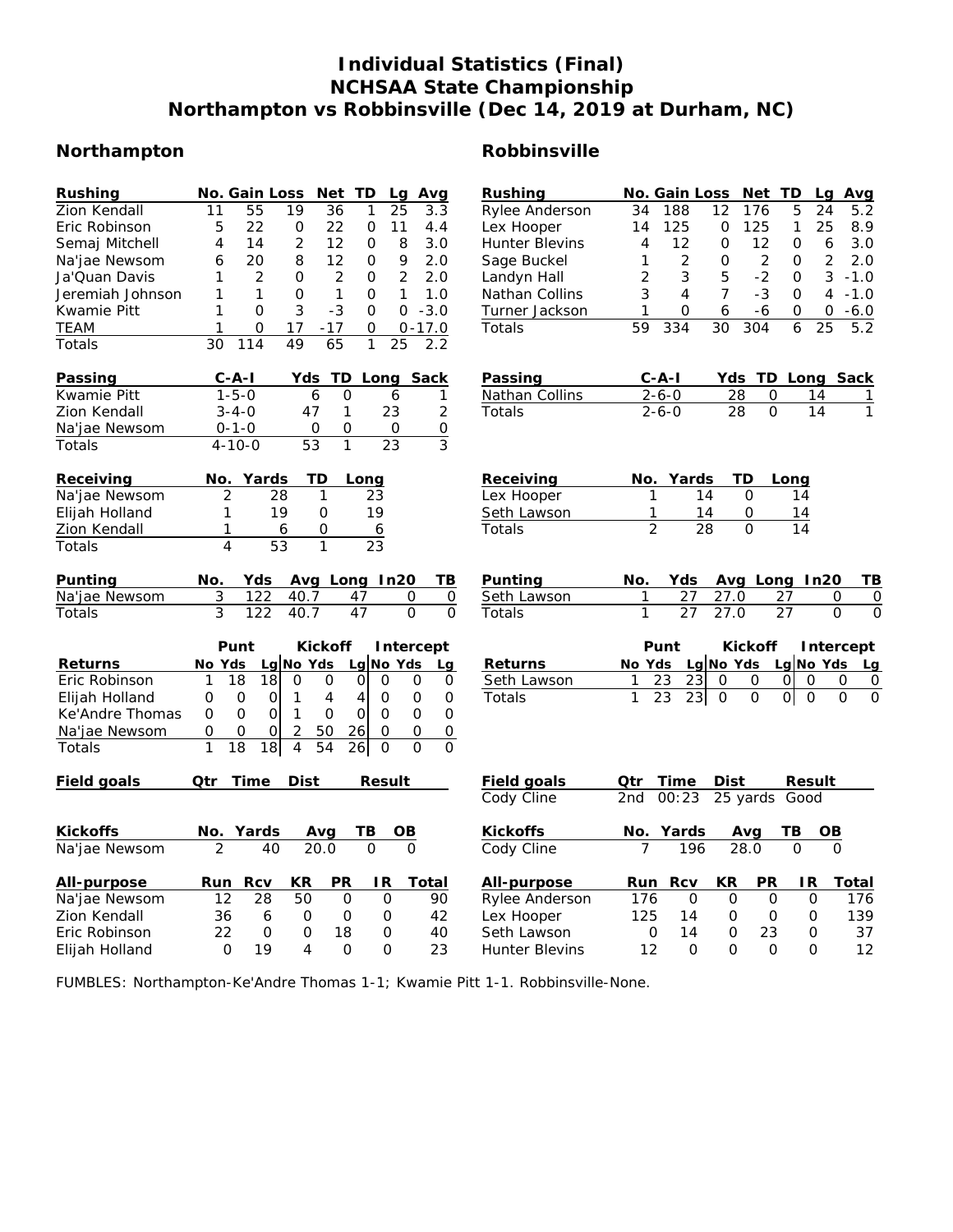# Individual Statistics (Final)
# NCHSAA State Championship
# Northampton vs Robbinsville (Dec 14, 2019 at Durham, NC)

## Northampton

| Rushing | No. | Gain | Loss | Net | TD | Lg | Avg |
|---|---|---|---|---|---|---|---|
| Zion Kendall | 11 | 55 | 19 | 36 | 1 | 25 | 3.3 |
| Eric Robinson | 5 | 22 | 0 | 22 | 0 | 11 | 4.4 |
| Semaj Mitchell | 4 | 14 | 2 | 12 | 0 | 8 | 3.0 |
| Na'jae Newsom | 6 | 20 | 8 | 12 | 0 | 9 | 2.0 |
| Ja'Quan Davis | 1 | 2 | 0 | 2 | 0 | 2 | 2.0 |
| Jeremiah Johnson | 1 | 1 | 0 | 1 | 0 | 1 | 1.0 |
| Kwamie Pitt | 1 | 0 | 3 | -3 | 0 | 0 | -3.0 |
| TEAM | 1 | 0 | 17 | -17 | 0 | 0 | -17.0 |
| Totals | 30 | 114 | 49 | 65 | 1 | 25 | 2.2 |

| Passing | C-A-I | Yds | TD | Long | Sack |
|---|---|---|---|---|---|
| Kwamie Pitt | 1-5-0 | 6 | 0 | 6 | 1 |
| Zion Kendall | 3-4-0 | 47 | 1 | 23 | 2 |
| Na'jae Newsom | 0-1-0 | 0 | 0 | 0 | 0 |
| Totals | 4-10-0 | 53 | 1 | 23 | 3 |

| Receiving | No. | Yards | TD | Long |
|---|---|---|---|---|
| Na'jae Newsom | 2 | 28 | 1 | 23 |
| Elijah Holland | 1 | 19 | 0 | 19 |
| Zion Kendall | 1 | 6 | 0 | 6 |
| Totals | 4 | 53 | 1 | 23 |

| Punting | No. | Yds | Avg | Long | In20 | TB |
|---|---|---|---|---|---|---|
| Na'jae Newsom | 3 | 122 | 40.7 | 47 | 0 | 0 |
| Totals | 3 | 122 | 40.7 | 47 | 0 | 0 |

| | Punt | | | Kickoff | | | Intercept | | |
|---|---|---|---|---|---|---|---|---|---|
| Returns | No | Yds | Lg | No | Yds | Lg | No | Yds | Lg |
| Eric Robinson | 1 | 18 | 18 | 0 | 0 | 0 | 0 | 0 | 0 |
| Elijah Holland | 0 | 0 | 0 | 1 | 4 | 4 | 0 | 0 | 0 |
| Ke'Andre Thomas | 0 | 0 | 0 | 1 | 0 | 0 | 0 | 0 | 0 |
| Na'jae Newsom | 0 | 0 | 0 | 2 | 50 | 26 | 0 | 0 | 0 |
| Totals | 1 | 18 | 18 | 4 | 54 | 26 | 0 | 0 | 0 |

| Field goals | Qtr | Time | Dist | Result |
|---|---|---|---|---|

| Kickoffs | No. | Yards | Avg | TB | OB |
|---|---|---|---|---|---|
| Na'jae Newsom | 2 | 40 | 20.0 | 0 | 0 |

| All-purpose | Run | Rcv | KR | PR | IR | Total |
|---|---|---|---|---|---|---|
| Na'jae Newsom | 12 | 28 | 50 | 0 | 0 | 90 |
| Zion Kendall | 36 | 6 | 0 | 0 | 0 | 42 |
| Eric Robinson | 22 | 0 | 0 | 18 | 0 | 40 |
| Elijah Holland | 0 | 19 | 4 | 0 | 0 | 23 |

## Robbinsville

| Rushing | No. | Gain | Loss | Net | TD | Lg | Avg |
|---|---|---|---|---|---|---|---|
| Rylee Anderson | 34 | 188 | 12 | 176 | 5 | 24 | 5.2 |
| Lex Hooper | 14 | 125 | 0 | 125 | 1 | 25 | 8.9 |
| Hunter Blevins | 4 | 12 | 0 | 12 | 0 | 6 | 3.0 |
| Sage Buckel | 1 | 2 | 0 | 2 | 0 | 2 | 2.0 |
| Landyn Hall | 2 | 3 | 5 | -2 | 0 | 3 | -1.0 |
| Nathan Collins | 3 | 4 | 7 | -3 | 0 | 4 | -1.0 |
| Turner Jackson | 1 | 0 | 6 | -6 | 0 | 0 | -6.0 |
| Totals | 59 | 334 | 30 | 304 | 6 | 25 | 5.2 |

| Passing | C-A-I | Yds | TD | Long | Sack |
|---|---|---|---|---|---|
| Nathan Collins | 2-6-0 | 28 | 0 | 14 | 1 |
| Totals | 2-6-0 | 28 | 0 | 14 | 1 |

| Receiving | No. | Yards | TD | Long |
|---|---|---|---|---|
| Lex Hooper | 1 | 14 | 0 | 14 |
| Seth Lawson | 1 | 14 | 0 | 14 |
| Totals | 2 | 28 | 0 | 14 |

| Punting | No. | Yds | Avg | Long | In20 | TB |
|---|---|---|---|---|---|---|
| Seth Lawson | 1 | 27 | 27.0 | 27 | 0 | 0 |
| Totals | 1 | 27 | 27.0 | 27 | 0 | 0 |

| | Punt | | | Kickoff | | | Intercept | | |
|---|---|---|---|---|---|---|---|---|---|
| Returns | No | Yds | Lg | No | Yds | Lg | No | Yds | Lg |
| Seth Lawson | 1 | 23 | 23 | 0 | 0 | 0 | 0 | 0 | 0 |
| Totals | 1 | 23 | 23 | 0 | 0 | 0 | 0 | 0 | 0 |

| Field goals | Qtr | Time | Dist | Result |
|---|---|---|---|---|
| Cody Cline | 2nd | 00:23 | 25 yards | Good |

| Kickoffs | No. | Yards | Avg | TB | OB |
|---|---|---|---|---|---|
| Cody Cline | 7 | 196 | 28.0 | 0 | 0 |

| All-purpose | Run | Rcv | KR | PR | IR | Total |
|---|---|---|---|---|---|---|
| Rylee Anderson | 176 | 0 | 0 | 0 | 0 | 176 |
| Lex Hooper | 125 | 14 | 0 | 0 | 0 | 139 |
| Seth Lawson | 0 | 14 | 0 | 23 | 0 | 37 |
| Hunter Blevins | 12 | 0 | 0 | 0 | 0 | 12 |

FUMBLES: Northampton-Ke'Andre Thomas 1-1; Kwamie Pitt 1-1. Robbinsville-None.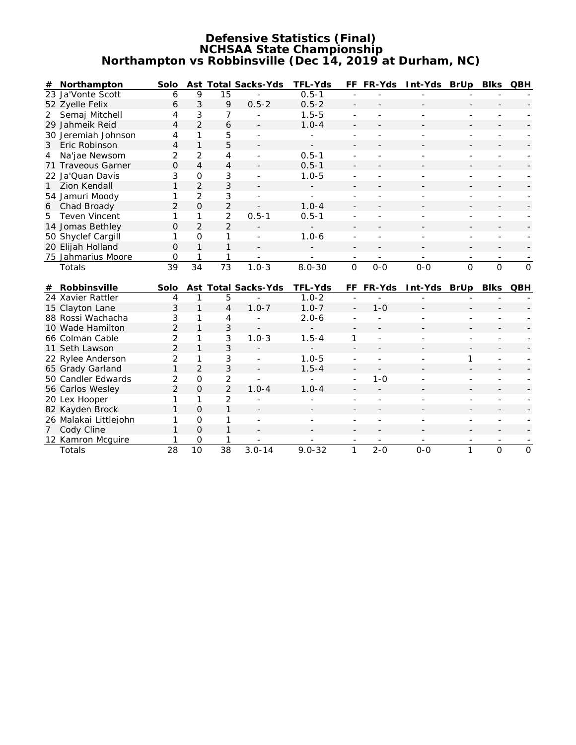# Defensive Statistics (Final)
## NCHSAA State Championship
## Northampton vs Robbinsville (Dec 14, 2019 at Durham, NC)

| # | Northampton | Solo | Ast | Total | Sacks-Yds | TFL-Yds | FF | FR-Yds | Int-Yds | BrUp | Blks | QBH |
|---|---|---|---|---|---|---|---|---|---|---|---|---|
| 23 | Ja'Vonte Scott | 6 | 9 | 15 | - | 0.5-1 | - | - | - | - | - | - |
| 52 | Zyelle Felix | 6 | 3 | 9 | 0.5-2 | 0.5-2 | - | - | - | - | - | - |
| 2 | Semaj Mitchell | 4 | 3 | 7 | - | 1.5-5 | - | - | - | - | - | - |
| 29 | Jahmeik Reid | 4 | 2 | 6 | - | 1.0-4 | - | - | - | - | - | - |
| 30 | Jeremiah Johnson | 4 | 1 | 5 | - | - | - | - | - | - | - | - |
| 3 | Eric Robinson | 4 | 1 | 5 | - | - | - | - | - | - | - | - |
| 4 | Na'jae Newsom | 2 | 2 | 4 | - | 0.5-1 | - | - | - | - | - | - |
| 71 | Traveous Garner | 0 | 4 | 4 | - | 0.5-1 | - | - | - | - | - | - |
| 22 | Ja'Quan Davis | 3 | 0 | 3 | - | 1.0-5 | - | - | - | - | - | - |
| 1 | Zion Kendall | 1 | 2 | 3 | - | - | - | - | - | - | - | - |
| 54 | Jamuri Moody | 1 | 2 | 3 | - | - | - | - | - | - | - | - |
| 6 | Chad Broady | 2 | 0 | 2 | - | 1.0-4 | - | - | - | - | - | - |
| 5 | Teven Vincent | 1 | 1 | 2 | 0.5-1 | 0.5-1 | - | - | - | - | - | - |
| 14 | Jomas Bethley | 0 | 2 | 2 | - | - | - | - | - | - | - | - |
| 50 | Shyclef Cargill | 1 | 0 | 1 | - | 1.0-6 | - | - | - | - | - | - |
| 20 | Elijah Holland | 0 | 1 | 1 | - | - | - | - | - | - | - | - |
| 75 | Jahmarius Moore | 0 | 1 | 1 | - | - | - | - | - | - | - | - |
| | Totals | 39 | 34 | 73 | 1.0-3 | 8.0-30 | 0 | 0-0 | 0-0 | 0 | 0 | 0 |

| # | Robbinsville | Solo | Ast | Total | Sacks-Yds | TFL-Yds | FF | FR-Yds | Int-Yds | BrUp | Blks | QBH |
|---|---|---|---|---|---|---|---|---|---|---|---|---|
| 24 | Xavier Rattler | 4 | 1 | 5 | - | 1.0-2 | - | - | - | - | - | - |
| 15 | Clayton Lane | 3 | 1 | 4 | 1.0-7 | 1.0-7 | - | 1-0 | - | - | - | - |
| 88 | Rossi Wachacha | 3 | 1 | 4 | - | 2.0-6 | - | - | - | - | - | - |
| 10 | Wade Hamilton | 2 | 1 | 3 | - | - | - | - | - | - | - | - |
| 66 | Colman Cable | 2 | 1 | 3 | 1.0-3 | 1.5-4 | 1 | - | - | - | - | - |
| 11 | Seth Lawson | 2 | 1 | 3 | - | - | - | - | - | - | - | - |
| 22 | Rylee Anderson | 2 | 1 | 3 | - | 1.0-5 | - | - | - | 1 | - | - |
| 65 | Grady Garland | 1 | 2 | 3 | - | 1.5-4 | - | - | - | - | - | - |
| 50 | Candler Edwards | 2 | 0 | 2 | - | - | - | 1-0 | - | - | - | - |
| 56 | Carlos Wesley | 2 | 0 | 2 | 1.0-4 | 1.0-4 | - | - | - | - | - | - |
| 20 | Lex Hooper | 1 | 1 | 2 | - | - | - | - | - | - | - | - |
| 82 | Kayden Brock | 1 | 0 | 1 | - | - | - | - | - | - | - | - |
| 26 | Malakai Littlejohn | 1 | 0 | 1 | - | - | - | - | - | - | - | - |
| 7 | Cody Cline | 1 | 0 | 1 | - | - | - | - | - | - | - | - |
| 12 | Kamron Mcguire | 1 | 0 | 1 | - | - | - | - | - | - | - | - |
| | Totals | 28 | 10 | 38 | 3.0-14 | 9.0-32 | 1 | 2-0 | 0-0 | 1 | 0 | 0 |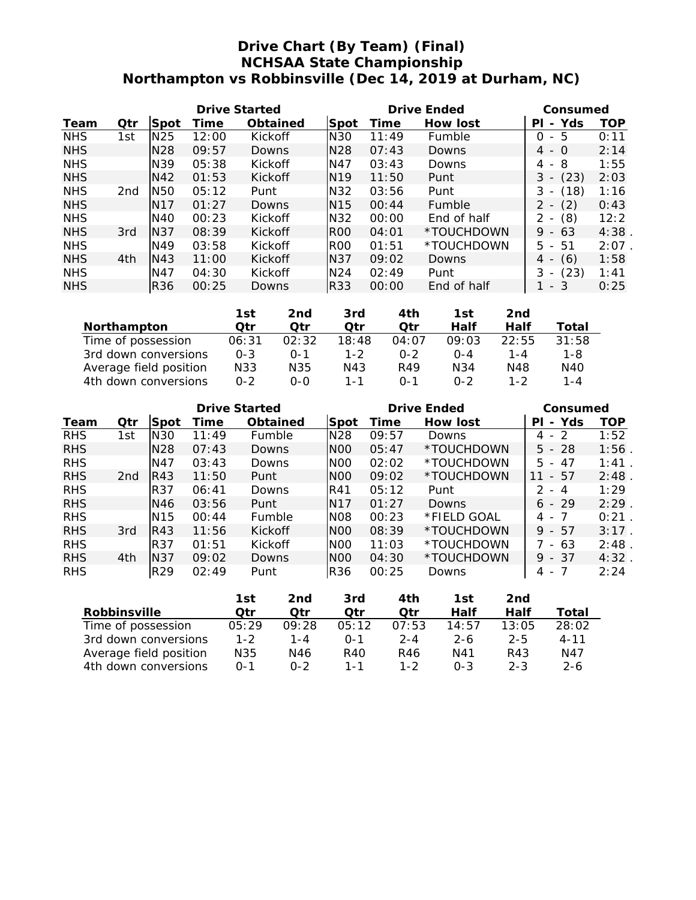# Drive Chart (By Team) (Final)
## NCHSAA State Championship
## Northampton vs Robbinsville (Dec 14, 2019 at Durham, NC)

| | | Drive Started | | | Drive Ended | | | Consumed | |
|---|---|---|---|---|---|---|---|---|---|
| Team | Qtr | Spot | Time | Obtained | Spot | Time | How lost | Pl - Yds | TOP |
| NHS | 1st | N25 | 12:00 | Kickoff | N30 | 11:49 | Fumble | 0 - 5 | 0:11 |
| NHS | | N28 | 09:57 | Downs | N28 | 07:43 | Downs | 4 - 0 | 2:14 |
| NHS | | N39 | 05:38 | Kickoff | N47 | 03:43 | Downs | 4 - 8 | 1:55 |
| NHS | | N42 | 01:53 | Kickoff | N19 | 11:50 | Punt | 3 - (23) | 2:03 |
| NHS | 2nd | N50 | 05:12 | Punt | N32 | 03:56 | Punt | 3 - (18) | 1:16 |
| NHS | | N17 | 01:27 | Downs | N15 | 00:44 | Fumble | 2 - (2) | 0:43 |
| NHS | | N40 | 00:23 | Kickoff | N32 | 00:00 | End of half | 2 - (8) | 12:2 |
| NHS | 3rd | N37 | 08:39 | Kickoff | R00 | 04:01 | *TOUCHDOWN | 9 - 63 | 4:38 . |
| NHS | | N49 | 03:58 | Kickoff | R00 | 01:51 | *TOUCHDOWN | 5 - 51 | 2:07 . |
| NHS | 4th | N43 | 11:00 | Kickoff | N37 | 09:02 | Downs | 4 - (6) | 1:58 |
| NHS | | N47 | 04:30 | Kickoff | N24 | 02:49 | Punt | 3 - (23) | 1:41 |
| NHS | | R36 | 00:25 | Downs | R33 | 00:00 | End of half | 1 - 3 | 0:25 |

| Northampton | 1st Qtr | 2nd Qtr | 3rd Qtr | 4th Qtr | 1st Half | 2nd Half | Total |
|---|---|---|---|---|---|---|---|
| Time of possession | 06:31 | 02:32 | 18:48 | 04:07 | 09:03 | 22:55 | 31:58 |
| 3rd down conversions | 0-3 | 0-1 | 1-2 | 0-2 | 0-4 | 1-4 | 1-8 |
| Average field position | N33 | N35 | N43 | R49 | N34 | N48 | N40 |
| 4th down conversions | 0-2 | 0-0 | 1-1 | 0-1 | 0-2 | 1-2 | 1-4 |

| | | Drive Started | | | Drive Ended | | | Consumed | |
|---|---|---|---|---|---|---|---|---|---|
| Team | Qtr | Spot | Time | Obtained | Spot | Time | How lost | Pl - Yds | TOP |
| RHS | 1st | N30 | 11:49 | Fumble | N28 | 09:57 | Downs | 4 - 2 | 1:52 |
| RHS | | N28 | 07:43 | Downs | N00 | 05:47 | *TOUCHDOWN | 5 - 28 | 1:56 . |
| RHS | | N47 | 03:43 | Downs | N00 | 02:02 | *TOUCHDOWN | 5 - 47 | 1:41 . |
| RHS | 2nd | R43 | 11:50 | Punt | N00 | 09:02 | *TOUCHDOWN | 11 - 57 | 2:48 . |
| RHS | | R37 | 06:41 | Downs | R41 | 05:12 | Punt | 2 - 4 | 1:29 |
| RHS | | N46 | 03:56 | Punt | N17 | 01:27 | Downs | 6 - 29 | 2:29 . |
| RHS | | N15 | 00:44 | Fumble | N08 | 00:23 | *FIELD GOAL | 4 - 7 | 0:21 . |
| RHS | 3rd | R43 | 11:56 | Kickoff | N00 | 08:39 | *TOUCHDOWN | 9 - 57 | 3:17 . |
| RHS | | R37 | 01:51 | Kickoff | N00 | 11:03 | *TOUCHDOWN | 7 - 63 | 2:48 . |
| RHS | 4th | N37 | 09:02 | Downs | N00 | 04:30 | *TOUCHDOWN | 9 - 37 | 4:32 . |
| RHS | | R29 | 02:49 | Punt | R36 | 00:25 | Downs | 4 - 7 | 2:24 |

| Robbinsville | 1st Qtr | 2nd Qtr | 3rd Qtr | 4th Qtr | 1st Half | 2nd Half | Total |
|---|---|---|---|---|---|---|---|
| Time of possession | 05:29 | 09:28 | 05:12 | 07:53 | 14:57 | 13:05 | 28:02 |
| 3rd down conversions | 1-2 | 1-4 | 0-1 | 2-4 | 2-6 | 2-5 | 4-11 |
| Average field position | N35 | N46 | R40 | R46 | N41 | R43 | N47 |
| 4th down conversions | 0-1 | 0-2 | 1-1 | 1-2 | 0-3 | 2-3 | 2-6 |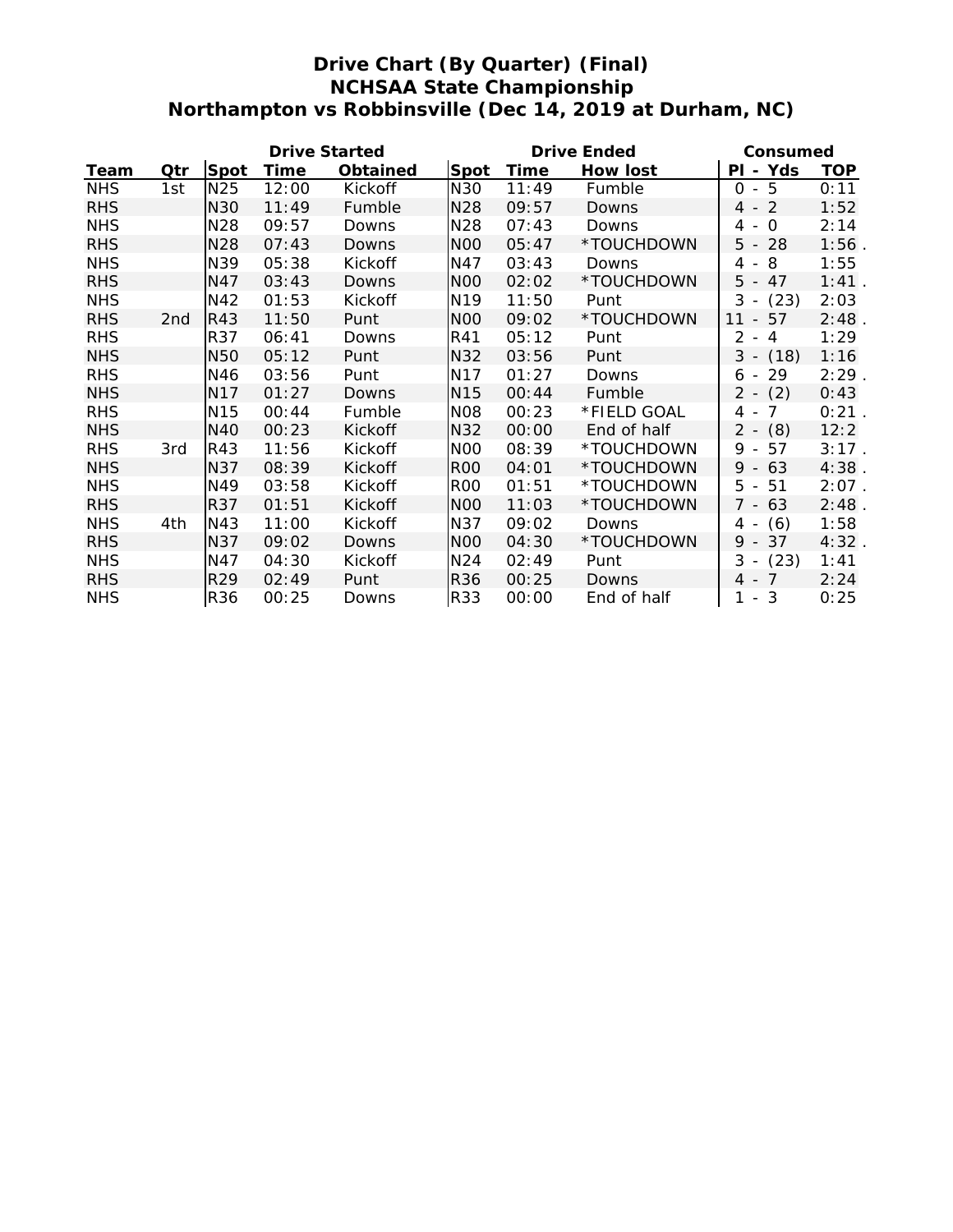# Drive Chart (By Quarter) (Final)
## NCHSAA State Championship
## Northampton vs Robbinsville (Dec 14, 2019 at Durham, NC)

| | | Drive Started | | | Drive Ended | | | Consumed | |
|---|---|---|---|---|---|---|---|---|---|
| Team | Qtr | Spot | Time | Obtained | Spot | Time | How lost | Pl - Yds | TOP |
| NHS | 1st | N25 | 12:00 | Kickoff | N30 | 11:49 | Fumble | 0 - 5 | 0:11 |
| RHS | | N30 | 11:49 | Fumble | N28 | 09:57 | Downs | 4 - 2 | 1:52 |
| NHS | | N28 | 09:57 | Downs | N28 | 07:43 | Downs | 4 - 0 | 2:14 |
| RHS | | N28 | 07:43 | Downs | N00 | 05:47 | *TOUCHDOWN | 5 - 28 | 1:56 . |
| NHS | | N39 | 05:38 | Kickoff | N47 | 03:43 | Downs | 4 - 8 | 1:55 |
| RHS | | N47 | 03:43 | Downs | N00 | 02:02 | *TOUCHDOWN | 5 - 47 | 1:41 . |
| NHS | | N42 | 01:53 | Kickoff | N19 | 11:50 | Punt | 3 - (23) | 2:03 |
| RHS | 2nd | R43 | 11:50 | Punt | N00 | 09:02 | *TOUCHDOWN | 11 - 57 | 2:48 . |
| RHS | | R37 | 06:41 | Downs | R41 | 05:12 | Punt | 2 - 4 | 1:29 |
| NHS | | N50 | 05:12 | Punt | N32 | 03:56 | Punt | 3 - (18) | 1:16 |
| RHS | | N46 | 03:56 | Punt | N17 | 01:27 | Downs | 6 - 29 | 2:29 . |
| NHS | | N17 | 01:27 | Downs | N15 | 00:44 | Fumble | 2 - (2) | 0:43 |
| RHS | | N15 | 00:44 | Fumble | N08 | 00:23 | *FIELD GOAL | 4 - 7 | 0:21 . |
| NHS | | N40 | 00:23 | Kickoff | N32 | 00:00 | End of half | 2 - (8) | 12:2 |
| RHS | 3rd | R43 | 11:56 | Kickoff | N00 | 08:39 | *TOUCHDOWN | 9 - 57 | 3:17 . |
| NHS | | N37 | 08:39 | Kickoff | R00 | 04:01 | *TOUCHDOWN | 9 - 63 | 4:38 . |
| NHS | | N49 | 03:58 | Kickoff | R00 | 01:51 | *TOUCHDOWN | 5 - 51 | 2:07 . |
| RHS | | R37 | 01:51 | Kickoff | N00 | 11:03 | *TOUCHDOWN | 7 - 63 | 2:48 . |
| NHS | 4th | N43 | 11:00 | Kickoff | N37 | 09:02 | Downs | 4 - (6) | 1:58 |
| RHS | | N37 | 09:02 | Downs | N00 | 04:30 | *TOUCHDOWN | 9 - 37 | 4:32 . |
| NHS | | N47 | 04:30 | Kickoff | N24 | 02:49 | Punt | 3 - (23) | 1:41 |
| RHS | | R29 | 02:49 | Punt | R36 | 00:25 | Downs | 4 - 7 | 2:24 |
| NHS | | R36 | 00:25 | Downs | R33 | 00:00 | End of half | 1 - 3 | 0:25 |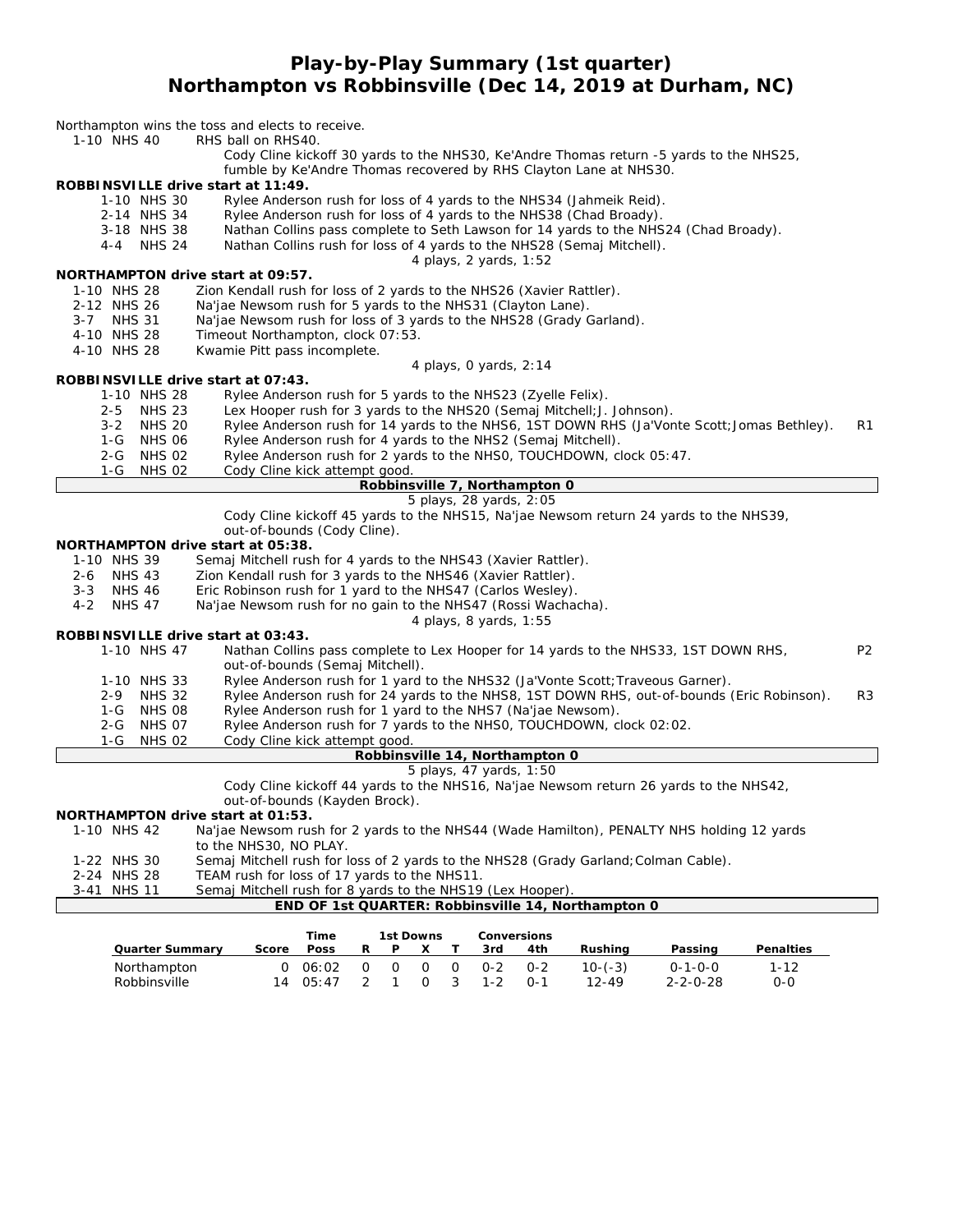# Play-by-Play Summary (1st quarter)
## Northampton vs Robbinsville (Dec 14, 2019 at Durham, NC)

Northampton wins the toss and elects to receive.

1-10 NHS 40 — RHS ball on RHS40.
Cody Cline kickoff 30 yards to the NHS30, Ke'Andre Thomas return -5 yards to the NHS25, fumble by Ke'Andre Thomas recovered by RHS Clayton Lane at NHS30.

**ROBBINSVILLE drive start at 11:49.**

- 1-10 NHS 30 — Rylee Anderson rush for loss of 4 yards to the NHS34 (Jahmeik Reid).
- 2-14 NHS 34 — Rylee Anderson rush for loss of 4 yards to the NHS38 (Chad Broady).
- 3-18 NHS 38 — Nathan Collins pass complete to Seth Lawson for 14 yards to the NHS24 (Chad Broady).
- 4-4 NHS 24 — Nathan Collins rush for loss of 4 yards to the NHS28 (Semaj Mitchell).

4 plays, 2 yards, 1:52

**NORTHAMPTON drive start at 09:57.**

- 1-10 NHS 28 — Zion Kendall rush for loss of 2 yards to the NHS26 (Xavier Rattler).
- 2-12 NHS 26 — Na'jae Newsom rush for 5 yards to the NHS31 (Clayton Lane).
- 3-7 NHS 31 — Na'jae Newsom rush for loss of 3 yards to the NHS28 (Grady Garland).
- 4-10 NHS 28 — Timeout Northampton, clock 07:53.
- 4-10 NHS 28 — Kwamie Pitt pass incomplete.

4 plays, 0 yards, 2:14

**ROBBINSVILLE drive start at 07:43.**

- 1-10 NHS 28 — Rylee Anderson rush for 5 yards to the NHS23 (Zyelle Felix).
- 2-5 NHS 23 — Lex Hooper rush for 3 yards to the NHS20 (Semaj Mitchell;J. Johnson).
- 3-2 NHS 20 — Rylee Anderson rush for 14 yards to the NHS6, 1ST DOWN RHS (Ja'Vonte Scott;Jomas Bethley). R1
- 1-G NHS 06 — Rylee Anderson rush for 4 yards to the NHS2 (Semaj Mitchell).
- 2-G NHS 02 — Rylee Anderson rush for 2 yards to the NHS0, TOUCHDOWN, clock 05:47.
- 1-G NHS 02 — Cody Cline kick attempt good.

**Robbinsville 7, Northampton 0**

5 plays, 28 yards, 2:05

Cody Cline kickoff 45 yards to the NHS15, Na'jae Newsom return 24 yards to the NHS39, out-of-bounds (Cody Cline).

**NORTHAMPTON drive start at 05:38.**

- 1-10 NHS 39 — Semaj Mitchell rush for 4 yards to the NHS43 (Xavier Rattler).
- 2-6 NHS 43 — Zion Kendall rush for 3 yards to the NHS46 (Xavier Rattler).
- 3-3 NHS 46 — Eric Robinson rush for 1 yard to the NHS47 (Carlos Wesley).
- 4-2 NHS 47 — Na'jae Newsom rush for no gain to the NHS47 (Rossi Wachacha).

4 plays, 8 yards, 1:55

**ROBBINSVILLE drive start at 03:43.**

- 1-10 NHS 47 — Nathan Collins pass complete to Lex Hooper for 14 yards to the NHS33, 1ST DOWN RHS, out-of-bounds (Semaj Mitchell). P2
- 1-10 NHS 33 — Rylee Anderson rush for 1 yard to the NHS32 (Ja'Vonte Scott;Traveous Garner).
- 2-9 NHS 32 — Rylee Anderson rush for 24 yards to the NHS8, 1ST DOWN RHS, out-of-bounds (Eric Robinson). R3
- 1-G NHS 08 — Rylee Anderson rush for 1 yard to the NHS7 (Na'jae Newsom).
- 2-G NHS 07 — Rylee Anderson rush for 7 yards to the NHS0, TOUCHDOWN, clock 02:02.
- 1-G NHS 02 — Cody Cline kick attempt good.

**Robbinsville 14, Northampton 0**

5 plays, 47 yards, 1:50

Cody Cline kickoff 44 yards to the NHS16, Na'jae Newsom return 26 yards to the NHS42, out-of-bounds (Kayden Brock).

**NORTHAMPTON drive start at 01:53.**

- 1-10 NHS 42 — Na'jae Newsom rush for 2 yards to the NHS44 (Wade Hamilton), PENALTY NHS holding 12 yards to the NHS30, NO PLAY.
- 1-22 NHS 30 — Semaj Mitchell rush for loss of 2 yards to the NHS28 (Grady Garland;Colman Cable).
- 2-24 NHS 28 — TEAM rush for loss of 17 yards to the NHS11.
- 3-41 NHS 11 — Semaj Mitchell rush for 8 yards to the NHS19 (Lex Hooper).

**END OF 1st QUARTER: Robbinsville 14, Northampton 0**

| Quarter Summary | Score | Time Poss | 1st Downs R | P | X | T | Conversions 3rd | 4th | Rushing | Passing | Penalties |
|---|---|---|---|---|---|---|---|---|---|---|---|
| Northampton | 0 | 06:02 | 0 | 0 | 0 | 0 | 0-2 | 0-2 | 10-(-3) | 0-1-0-0 | 1-12 |
| Robbinsville | 14 | 05:47 | 2 | 1 | 0 | 3 | 1-2 | 0-1 | 12-49 | 2-2-0-28 | 0-0 |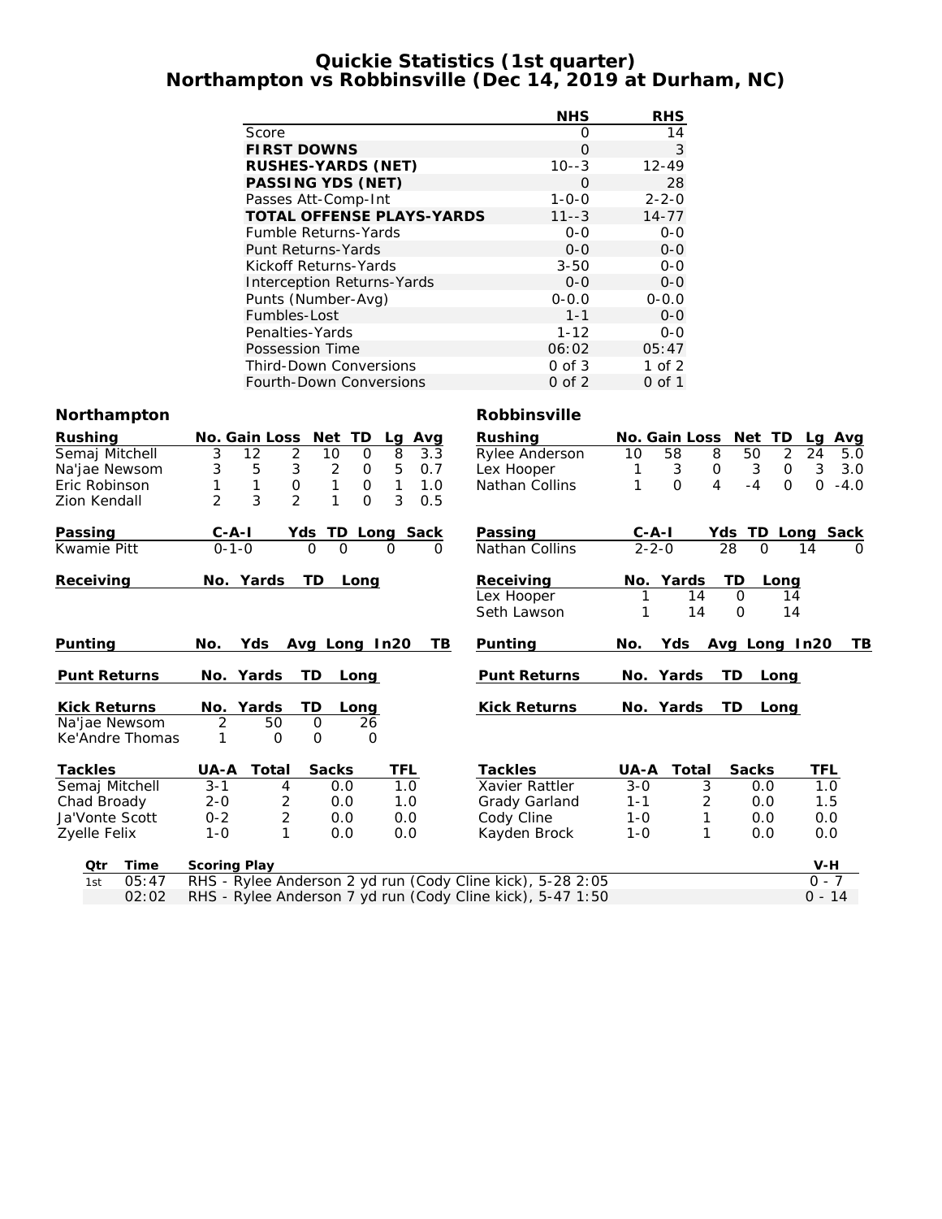# Quickie Statistics (1st quarter)
## Northampton vs Robbinsville (Dec 14, 2019 at Durham, NC)

| | NHS | RHS |
|---|---|---|
| Score | 0 | 14 |
| **FIRST DOWNS** | 0 | 3 |
| **RUSHES-YARDS (NET)** | 10--3 | 12-49 |
| **PASSING YDS (NET)** | 0 | 28 |
| Passes Att-Comp-Int | 1-0-0 | 2-2-0 |
| **TOTAL OFFENSE PLAYS-YARDS** | 11--3 | 14-77 |
| Fumble Returns-Yards | 0-0 | 0-0 |
| Punt Returns-Yards | 0-0 | 0-0 |
| Kickoff Returns-Yards | 3-50 | 0-0 |
| Interception Returns-Yards | 0-0 | 0-0 |
| Punts (Number-Avg) | 0-0.0 | 0-0.0 |
| Fumbles-Lost | 1-1 | 0-0 |
| Penalties-Yards | 1-12 | 0-0 |
| Possession Time | 06:02 | 05:47 |
| Third-Down Conversions | 0 of 3 | 1 of 2 |
| Fourth-Down Conversions | 0 of 2 | 0 of 1 |

## Northampton

| Rushing | No. | Gain | Loss | Net | TD | Lg | Avg |
|---|---|---|---|---|---|---|---|
| Semaj Mitchell | 3 | 12 | 2 | 10 | 0 | 8 | 3.3 |
| Na'jae Newsom | 3 | 5 | 3 | 2 | 0 | 5 | 0.7 |
| Eric Robinson | 1 | 1 | 0 | 1 | 0 | 1 | 1.0 |
| Zion Kendall | 2 | 3 | 2 | 1 | 0 | 3 | 0.5 |

| Passing | C-A-I | Yds | TD | Long | Sack |
|---|---|---|---|---|---|
| Kwamie Pitt | 0-1-0 | 0 | 0 | 0 | 0 |

| Receiving | No. | Yards | TD | Long |
|---|---|---|---|---|

| Punting | No. | Yds | Avg | Long | In20 | TB |
|---|---|---|---|---|---|---|

| Punt Returns | No. | Yards | TD | Long |
|---|---|---|---|---|

| Kick Returns | No. | Yards | TD | Long |
|---|---|---|---|---|
| Na'jae Newsom | 2 | 50 | 0 | 26 |
| Ke'Andre Thomas | 1 | 0 | 0 | 0 |

| Tackles | UA-A | Total | Sacks | TFL |
|---|---|---|---|---|
| Semaj Mitchell | 3-1 | 4 | 0.0 | 1.0 |
| Chad Broady | 2-0 | 2 | 0.0 | 1.0 |
| Ja'Vonte Scott | 0-2 | 2 | 0.0 | 0.0 |
| Zyelle Felix | 1-0 | 1 | 0.0 | 0.0 |

## Robbinsville

| Rushing | No. | Gain | Loss | Net | TD | Lg | Avg |
|---|---|---|---|---|---|---|---|
| Rylee Anderson | 10 | 58 | 8 | 50 | 2 | 24 | 5.0 |
| Lex Hooper | 1 | 3 | 0 | 3 | 0 | 3 | 3.0 |
| Nathan Collins | 1 | 0 | 4 | -4 | 0 | 0 | -4.0 |

| Passing | C-A-I | Yds | TD | Long | Sack |
|---|---|---|---|---|---|
| Nathan Collins | 2-2-0 | 28 | 0 | 14 | 0 |

| Receiving | No. | Yards | TD | Long |
|---|---|---|---|---|
| Lex Hooper | 1 | 14 | 0 | 14 |
| Seth Lawson | 1 | 14 | 0 | 14 |

| Punting | No. | Yds | Avg | Long | In20 | TB |
|---|---|---|---|---|---|---|

| Punt Returns | No. | Yards | TD | Long |
|---|---|---|---|---|

| Kick Returns | No. | Yards | TD | Long |
|---|---|---|---|---|

| Tackles | UA-A | Total | Sacks | TFL |
|---|---|---|---|---|
| Xavier Rattler | 3-0 | 3 | 0.0 | 1.0 |
| Grady Garland | 1-1 | 2 | 0.0 | 1.5 |
| Cody Cline | 1-0 | 1 | 0.0 | 0.0 |
| Kayden Brock | 1-0 | 1 | 0.0 | 0.0 |

| Qtr | Time | Scoring Play | V-H |
|---|---|---|---|
| 1st | 05:47 | RHS - Rylee Anderson 2 yd run (Cody Cline kick), 5-28 2:05 | 0 - 7 |
| | 02:02 | RHS - Rylee Anderson 7 yd run (Cody Cline kick), 5-47 1:50 | 0 - 14 |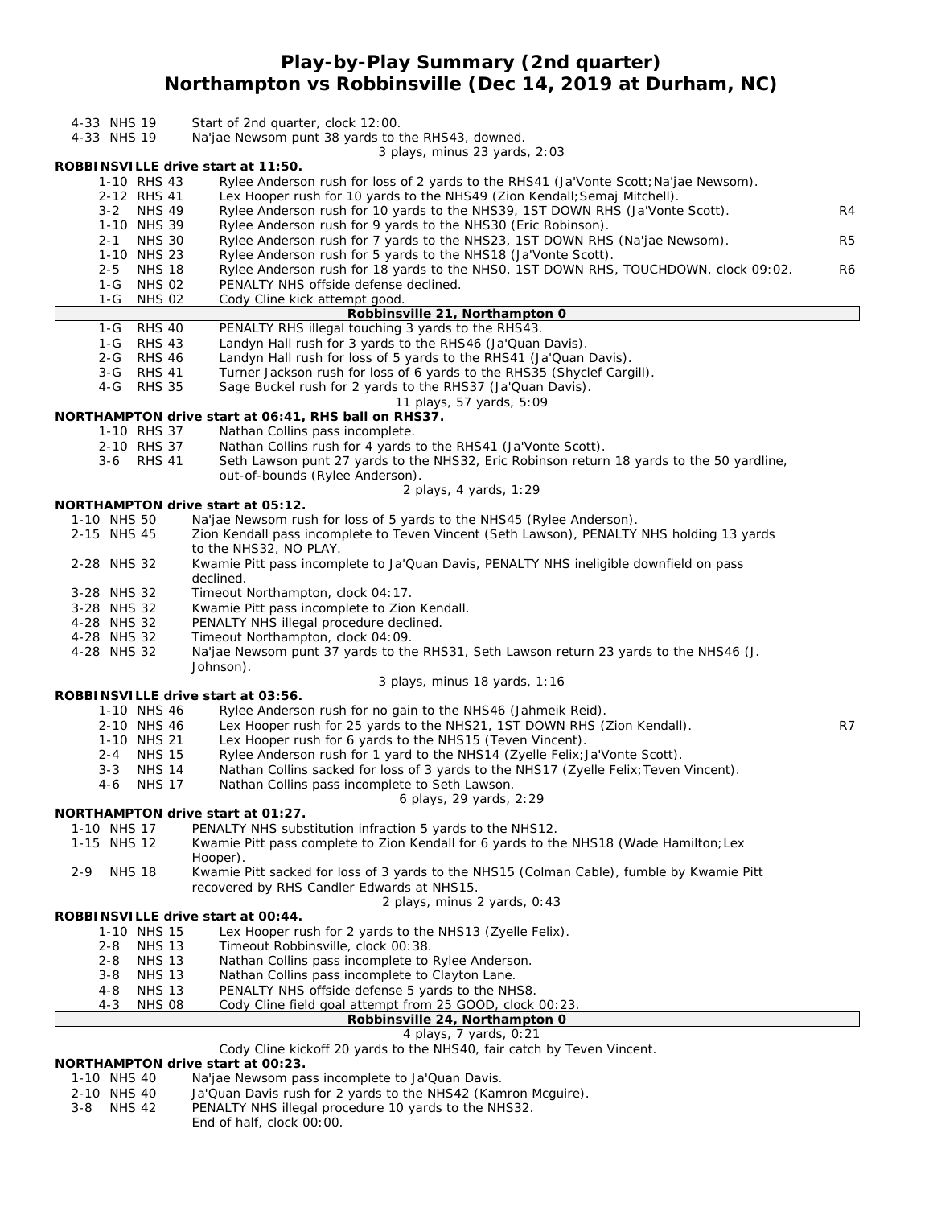# Play-by-Play Summary (2nd quarter)
## Northampton vs Robbinsville (Dec 14, 2019 at Durham, NC)

4-33 NHS 19 — Start of 2nd quarter, clock 12:00.
4-33 NHS 19 — Na'jae Newsom punt 38 yards to the RHS43, downed.

3 plays, minus 23 yards, 2:03

**ROBBINSVILLE drive start at 11:50.**

| Down | Spot | Play | |
|---|---|---|---|
| 1-10 | RHS 43 | Rylee Anderson rush for loss of 2 yards to the RHS41 (Ja'Vonte Scott;Na'jae Newsom). | |
| 2-12 | RHS 41 | Lex Hooper rush for 10 yards to the NHS49 (Zion Kendall;Semaj Mitchell). | |
| 3-2 | NHS 49 | Rylee Anderson rush for 10 yards to the NHS39, 1ST DOWN RHS (Ja'Vonte Scott). | R4 |
| 1-10 | NHS 39 | Rylee Anderson rush for 9 yards to the NHS30 (Eric Robinson). | |
| 2-1 | NHS 30 | Rylee Anderson rush for 7 yards to the NHS23, 1ST DOWN RHS (Na'jae Newsom). | R5 |
| 1-10 | NHS 23 | Rylee Anderson rush for 5 yards to the NHS18 (Ja'Vonte Scott). | |
| 2-5 | NHS 18 | Rylee Anderson rush for 18 yards to the NHS0, 1ST DOWN RHS, TOUCHDOWN, clock 09:02. | R6 |
| 1-G | NHS 02 | PENALTY NHS offside defense declined. | |
| 1-G | NHS 02 | Cody Cline kick attempt good. | |

**Robbinsville 21, Northampton 0**

| Down | Spot | Play |
|---|---|---|
| 1-G | RHS 40 | PENALTY RHS illegal touching 3 yards to the RHS43. |
| 1-G | RHS 43 | Landyn Hall rush for 3 yards to the RHS46 (Ja'Quan Davis). |
| 2-G | RHS 46 | Landyn Hall rush for loss of 5 yards to the RHS41 (Ja'Quan Davis). |
| 3-G | RHS 41 | Turner Jackson rush for loss of 6 yards to the RHS35 (Shyclef Cargill). |
| 4-G | RHS 35 | Sage Buckel rush for 2 yards to the RHS37 (Ja'Quan Davis). |

11 plays, 57 yards, 5:09

**NORTHAMPTON drive start at 06:41, RHS ball on RHS37.**

| Down | Spot | Play |
|---|---|---|
| 1-10 | RHS 37 | Nathan Collins pass incomplete. |
| 2-10 | RHS 37 | Nathan Collins rush for 4 yards to the RHS41 (Ja'Vonte Scott). |
| 3-6 | RHS 41 | Seth Lawson punt 27 yards to the NHS32, Eric Robinson return 18 yards to the 50 yardline, out-of-bounds (Rylee Anderson). |

2 plays, 4 yards, 1:29

**NORTHAMPTON drive start at 05:12.**

| Down | Spot | Play |
|---|---|---|
| 1-10 | NHS 50 | Na'jae Newsom rush for loss of 5 yards to the NHS45 (Rylee Anderson). |
| 2-15 | NHS 45 | Zion Kendall pass incomplete to Teven Vincent (Seth Lawson), PENALTY NHS holding 13 yards to the NHS32, NO PLAY. |
| 2-28 | NHS 32 | Kwamie Pitt pass incomplete to Ja'Quan Davis, PENALTY NHS ineligible downfield on pass declined. |
| 3-28 | NHS 32 | Timeout Northampton, clock 04:17. |
| 3-28 | NHS 32 | Kwamie Pitt pass incomplete to Zion Kendall. |
| 4-28 | NHS 32 | PENALTY NHS illegal procedure declined. |
| 4-28 | NHS 32 | Timeout Northampton, clock 04:09. |
| 4-28 | NHS 32 | Na'jae Newsom punt 37 yards to the RHS31, Seth Lawson return 23 yards to the NHS46 (J. Johnson). |

3 plays, minus 18 yards, 1:16

**ROBBINSVILLE drive start at 03:56.**

| Down | Spot | Play | |
|---|---|---|---|
| 1-10 | NHS 46 | Rylee Anderson rush for no gain to the NHS46 (Jahmeik Reid). | |
| 2-10 | NHS 46 | Lex Hooper rush for 25 yards to the NHS21, 1ST DOWN RHS (Zion Kendall). | R7 |
| 1-10 | NHS 21 | Lex Hooper rush for 6 yards to the NHS15 (Teven Vincent). | |
| 2-4 | NHS 15 | Rylee Anderson rush for 1 yard to the NHS14 (Zyelle Felix;Ja'Vonte Scott). | |
| 3-3 | NHS 14 | Nathan Collins sacked for loss of 3 yards to the NHS17 (Zyelle Felix;Teven Vincent). | |
| 4-6 | NHS 17 | Nathan Collins pass incomplete to Seth Lawson. | |

6 plays, 29 yards, 2:29

**NORTHAMPTON drive start at 01:27.**

| Down | Spot | Play |
|---|---|---|
| 1-10 | NHS 17 | PENALTY NHS substitution infraction 5 yards to the NHS12. |
| 1-15 | NHS 12 | Kwamie Pitt pass complete to Zion Kendall for 6 yards to the NHS18 (Wade Hamilton;Lex Hooper). |
| 2-9 | NHS 18 | Kwamie Pitt sacked for loss of 3 yards to the NHS15 (Colman Cable), fumble by Kwamie Pitt recovered by RHS Candler Edwards at NHS15. |

2 plays, minus 2 yards, 0:43

**ROBBINSVILLE drive start at 00:44.**

| Down | Spot | Play |
|---|---|---|
| 1-10 | NHS 15 | Lex Hooper rush for 2 yards to the NHS13 (Zyelle Felix). |
| 2-8 | NHS 13 | Timeout Robbinsville, clock 00:38. |
| 2-8 | NHS 13 | Nathan Collins pass incomplete to Rylee Anderson. |
| 3-8 | NHS 13 | Nathan Collins pass incomplete to Clayton Lane. |
| 4-8 | NHS 13 | PENALTY NHS offside defense 5 yards to the NHS8. |
| 4-3 | NHS 08 | Cody Cline field goal attempt from 25 GOOD, clock 00:23. |

**Robbinsville 24, Northampton 0**

4 plays, 7 yards, 0:21

Cody Cline kickoff 20 yards to the NHS40, fair catch by Teven Vincent.

**NORTHAMPTON drive start at 00:23.**

| Down | Spot | Play |
|---|---|---|
| 1-10 | NHS 40 | Na'jae Newsom pass incomplete to Ja'Quan Davis. |
| 2-10 | NHS 40 | Ja'Quan Davis rush for 2 yards to the NHS42 (Kamron Mcguire). |
| 3-8 | NHS 42 | PENALTY NHS illegal procedure 10 yards to the NHS32. |
| | | End of half, clock 00:00. |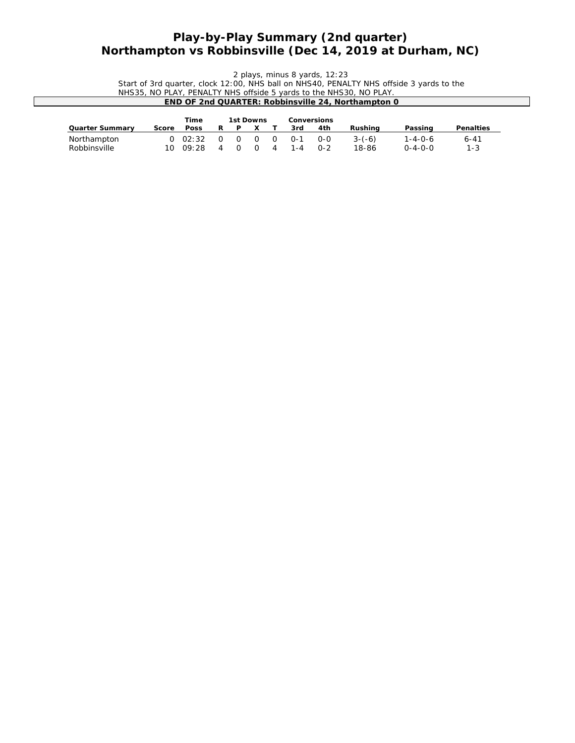# Play-by-Play Summary (2nd quarter)
# Northampton vs Robbinsville (Dec 14, 2019 at Durham, NC)

2 plays, minus 8 yards, 12:23

Start of 3rd quarter, clock 12:00, NHS ball on NHS40, PENALTY NHS offside 3 yards to the NHS35, NO PLAY, PENALTY NHS offside 5 yards to the NHS30, NO PLAY.

**END OF 2nd QUARTER: Robbinsville 24, Northampton 0**

| Quarter Summary | Score | Time Poss | 1st Downs R | P | X | T | Conversions 3rd | 4th | Rushing | Passing | Penalties |
|---|---|---|---|---|---|---|---|---|---|---|---|
| Northampton | 0 | 02:32 | 0 | 0 | 0 | 0 | 0-1 | 0-0 | 3-(-6) | 1-4-0-6 | 6-41 |
| Robbinsville | 10 | 09:28 | 4 | 0 | 0 | 4 | 1-4 | 0-2 | 18-86 | 0-4-0-0 | 1-3 |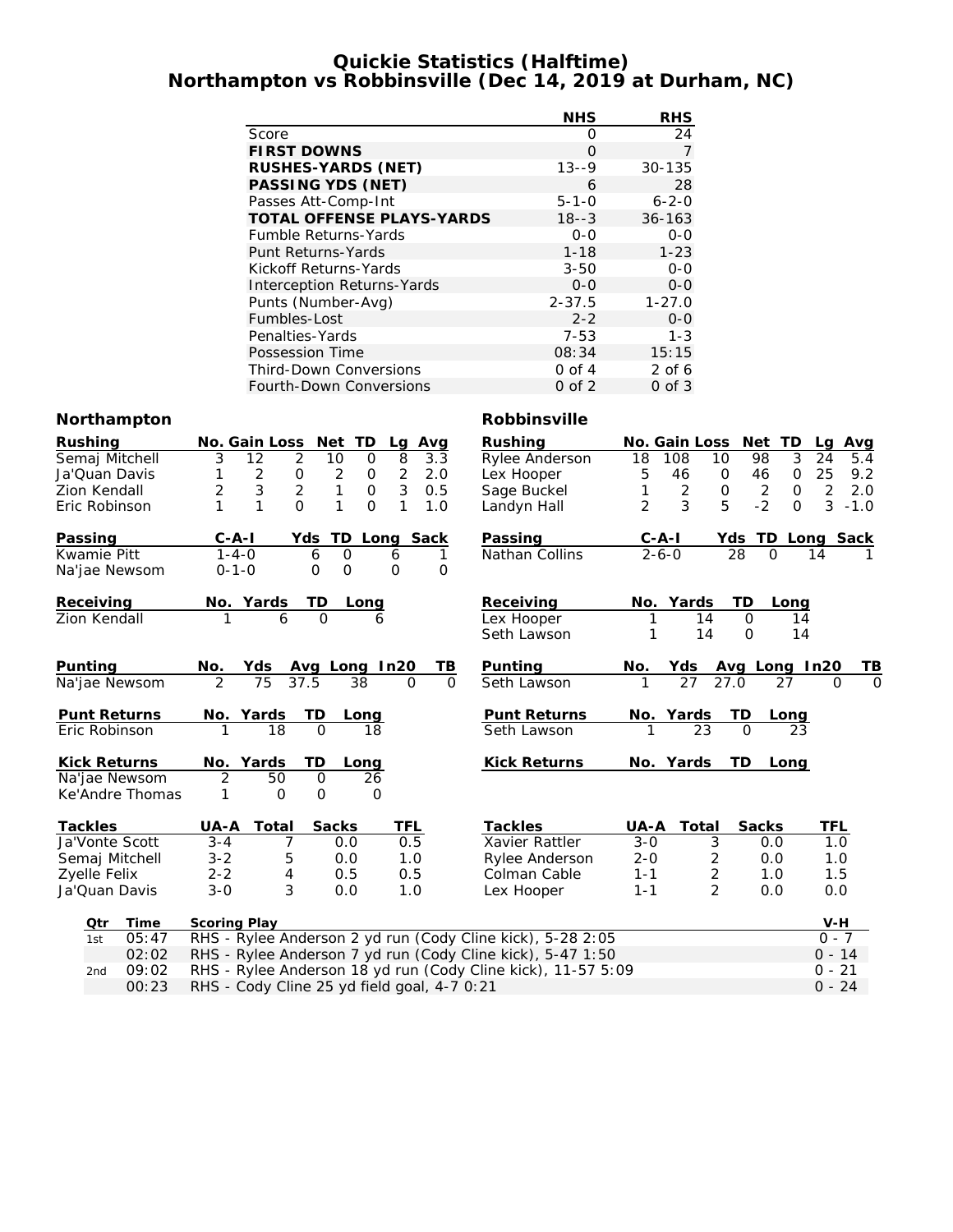# Quickie Statistics (Halftime)
## Northampton vs Robbinsville (Dec 14, 2019 at Durham, NC)

| | NHS | RHS |
|---|---|---|
| Score | 0 | 24 |
| **FIRST DOWNS** | 0 | 7 |
| **RUSHES-YARDS (NET)** | 13--9 | 30-135 |
| **PASSING YDS (NET)** | 6 | 28 |
| Passes Att-Comp-Int | 5-1-0 | 6-2-0 |
| **TOTAL OFFENSE PLAYS-YARDS** | 18--3 | 36-163 |
| Fumble Returns-Yards | 0-0 | 0-0 |
| Punt Returns-Yards | 1-18 | 1-23 |
| Kickoff Returns-Yards | 3-50 | 0-0 |
| Interception Returns-Yards | 0-0 | 0-0 |
| Punts (Number-Avg) | 2-37.5 | 1-27.0 |
| Fumbles-Lost | 2-2 | 0-0 |
| Penalties-Yards | 7-53 | 1-3 |
| Possession Time | 08:34 | 15:15 |
| Third-Down Conversions | 0 of 4 | 2 of 6 |
| Fourth-Down Conversions | 0 of 2 | 0 of 3 |

### Northampton

| Rushing | No. | Gain | Loss | Net | TD | Lg | Avg |
|---|---|---|---|---|---|---|---|
| Semaj Mitchell | 3 | 12 | 2 | 10 | 0 | 8 | 3.3 |
| Ja'Quan Davis | 1 | 2 | 0 | 2 | 0 | 2 | 2.0 |
| Zion Kendall | 2 | 3 | 2 | 1 | 0 | 3 | 0.5 |
| Eric Robinson | 1 | 1 | 0 | 1 | 0 | 1 | 1.0 |

| Passing | C-A-I | Yds | TD | Long | Sack |
|---|---|---|---|---|---|
| Kwamie Pitt | 1-4-0 | 6 | 0 | 6 | 1 |
| Na'jae Newsom | 0-1-0 | 0 | 0 | 0 | 0 |

| Receiving | No. | Yards | TD | Long |
|---|---|---|---|---|
| Zion Kendall | 1 | 6 | 0 | 6 |

| Punting | No. | Yds | Avg | Long | In20 | TB |
|---|---|---|---|---|---|---|
| Na'jae Newsom | 2 | 75 | 37.5 | 38 | 0 | 0 |

| Punt Returns | No. | Yards | TD | Long |
|---|---|---|---|---|
| Eric Robinson | 1 | 18 | 0 | 18 |

| Kick Returns | No. | Yards | TD | Long |
|---|---|---|---|---|
| Na'jae Newsom | 2 | 50 | 0 | 26 |
| Ke'Andre Thomas | 1 | 0 | 0 | 0 |

| Tackles | UA-A | Total | Sacks | TFL |
|---|---|---|---|---|
| Ja'Vonte Scott | 3-4 | 7 | 0.0 | 0.5 |
| Semaj Mitchell | 3-2 | 5 | 0.0 | 1.0 |
| Zyelle Felix | 2-2 | 4 | 0.5 | 0.5 |
| Ja'Quan Davis | 3-0 | 3 | 0.0 | 1.0 |

### Robbinsville

| Rushing | No. | Gain | Loss | Net | TD | Lg | Avg |
|---|---|---|---|---|---|---|---|
| Rylee Anderson | 18 | 108 | 10 | 98 | 3 | 24 | 5.4 |
| Lex Hooper | 5 | 46 | 0 | 46 | 0 | 25 | 9.2 |
| Sage Buckel | 1 | 2 | 0 | 2 | 0 | 2 | 2.0 |
| Landyn Hall | 2 | 3 | 5 | -2 | 0 | 3 | -1.0 |

| Passing | C-A-I | Yds | TD | Long | Sack |
|---|---|---|---|---|---|
| Nathan Collins | 2-6-0 | 28 | 0 | 14 | 1 |

| Receiving | No. | Yards | TD | Long |
|---|---|---|---|---|
| Lex Hooper | 1 | 14 | 0 | 14 |
| Seth Lawson | 1 | 14 | 0 | 14 |

| Punting | No. | Yds | Avg | Long | In20 | TB |
|---|---|---|---|---|---|---|
| Seth Lawson | 1 | 27 | 27.0 | 27 | 0 | 0 |

| Punt Returns | No. | Yards | TD | Long |
|---|---|---|---|---|
| Seth Lawson | 1 | 23 | 0 | 23 |

| Kick Returns | No. | Yards | TD | Long |
|---|---|---|---|---|

| Tackles | UA-A | Total | Sacks | TFL |
|---|---|---|---|---|
| Xavier Rattler | 3-0 | 3 | 0.0 | 1.0 |
| Rylee Anderson | 2-0 | 2 | 0.0 | 1.0 |
| Colman Cable | 1-1 | 2 | 1.0 | 1.5 |
| Lex Hooper | 1-1 | 2 | 0.0 | 0.0 |

| Qtr | Time | Scoring Play | V-H |
|---|---|---|---|
| 1st | 05:47 | RHS - Rylee Anderson 2 yd run (Cody Cline kick), 5-28 2:05 | 0 - 7 |
| | 02:02 | RHS - Rylee Anderson 7 yd run (Cody Cline kick), 5-47 1:50 | 0 - 14 |
| 2nd | 09:02 | RHS - Rylee Anderson 18 yd run (Cody Cline kick), 11-57 5:09 | 0 - 21 |
| | 00:23 | RHS - Cody Cline 25 yd field goal, 4-7 0:21 | 0 - 24 |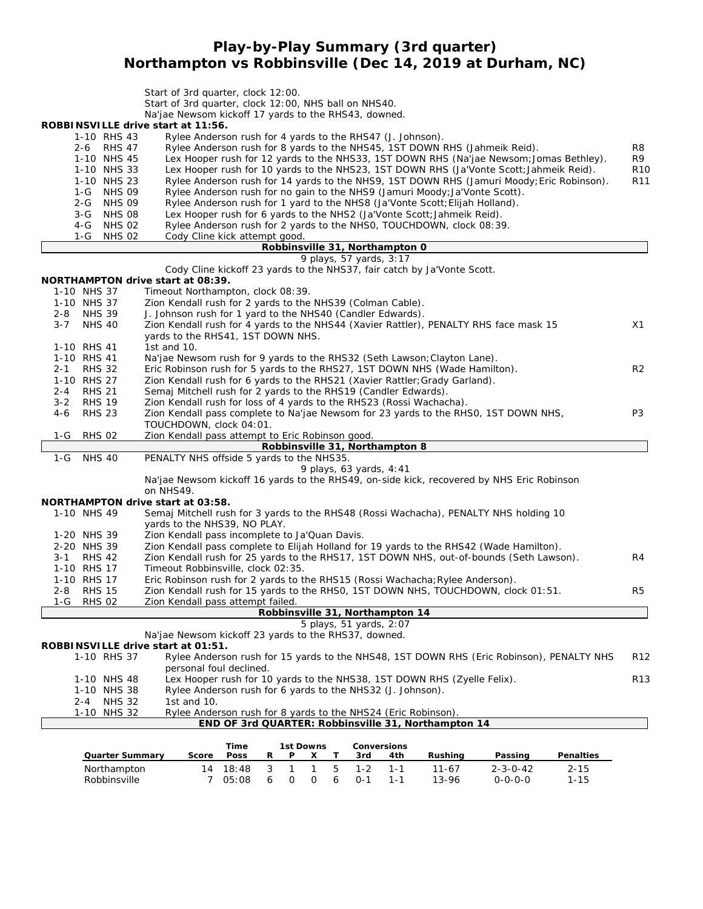# Play-by-Play Summary (3rd quarter)
## Northampton vs Robbinsville (Dec 14, 2019 at Durham, NC)

Start of 3rd quarter, clock 12:00.
Start of 3rd quarter, clock 12:00, NHS ball on NHS40.
Na'jae Newsom kickoff 17 yards to the RHS43, downed.

**ROBBINSVILLE drive start at 11:56.**

| | | |
|---|---|---|
| 1-10 RHS 43 | Rylee Anderson rush for 4 yards to the RHS47 (J. Johnson). | |
| 2-6 RHS 47 | Rylee Anderson rush for 8 yards to the NHS45, 1ST DOWN RHS (Jahmeik Reid). | R8 |
| 1-10 NHS 45 | Lex Hooper rush for 12 yards to the NHS33, 1ST DOWN RHS (Na'jae Newsom;Jomas Bethley). | R9 |
| 1-10 NHS 33 | Lex Hooper rush for 10 yards to the NHS23, 1ST DOWN RHS (Ja'Vonte Scott;Jahmeik Reid). | R10 |
| 1-10 NHS 23 | Rylee Anderson rush for 14 yards to the NHS9, 1ST DOWN RHS (Jamuri Moody;Eric Robinson). | R11 |
| 1-G NHS 09 | Rylee Anderson rush for no gain to the NHS9 (Jamuri Moody;Ja'Vonte Scott). | |
| 2-G NHS 09 | Rylee Anderson rush for 1 yard to the NHS8 (Ja'Vonte Scott;Elijah Holland). | |
| 3-G NHS 08 | Lex Hooper rush for 6 yards to the NHS2 (Ja'Vonte Scott;Jahmeik Reid). | |
| 4-G NHS 02 | Rylee Anderson rush for 2 yards to the NHS0, TOUCHDOWN, clock 08:39. | |
| 1-G NHS 02 | Cody Cline kick attempt good. | |

**Robbinsville 31, Northampton 0**

9 plays, 57 yards, 3:17

Cody Cline kickoff 23 yards to the NHS37, fair catch by Ja'Vonte Scott.

**NORTHAMPTON drive start at 08:39.**

| | | |
|---|---|---|
| 1-10 NHS 37 | Timeout Northampton, clock 08:39. | |
| 1-10 NHS 37 | Zion Kendall rush for 2 yards to the NHS39 (Colman Cable). | |
| 2-8 NHS 39 | J. Johnson rush for 1 yard to the NHS40 (Candler Edwards). | |
| 3-7 NHS 40 | Zion Kendall rush for 4 yards to the NHS44 (Xavier Rattler), PENALTY RHS face mask 15 yards to the RHS41, 1ST DOWN NHS. | X1 |
| 1-10 RHS 41 | 1st and 10. | |
| 1-10 RHS 41 | Na'jae Newsom rush for 9 yards to the RHS32 (Seth Lawson;Clayton Lane). | |
| 2-1 RHS 32 | Eric Robinson rush for 5 yards to the RHS27, 1ST DOWN NHS (Wade Hamilton). | R2 |
| 1-10 RHS 27 | Zion Kendall rush for 6 yards to the RHS21 (Xavier Rattler;Grady Garland). | |
| 2-4 RHS 21 | Semaj Mitchell rush for 2 yards to the RHS19 (Candler Edwards). | |
| 3-2 RHS 19 | Zion Kendall rush for loss of 4 yards to the RHS23 (Rossi Wachacha). | |
| 4-6 RHS 23 | Zion Kendall pass complete to Na'jae Newsom for 23 yards to the RHS0, 1ST DOWN NHS, TOUCHDOWN, clock 04:01. | P3 |
| 1-G RHS 02 | Zion Kendall pass attempt to Eric Robinson good. | |

**Robbinsville 31, Northampton 8**

| | |
|---|---|
| 1-G NHS 40 | PENALTY NHS offside 5 yards to the NHS35. |

9 plays, 63 yards, 4:41

Na'jae Newsom kickoff 16 yards to the RHS49, on-side kick, recovered by NHS Eric Robinson on NHS49.

**NORTHAMPTON drive start at 03:58.**

| | | |
|---|---|---|
| 1-10 NHS 49 | Semaj Mitchell rush for 3 yards to the RHS48 (Rossi Wachacha), PENALTY NHS holding 10 yards to the NHS39, NO PLAY. | |
| 1-20 NHS 39 | Zion Kendall pass incomplete to Ja'Quan Davis. | |
| 2-20 NHS 39 | Zion Kendall pass complete to Elijah Holland for 19 yards to the RHS42 (Wade Hamilton). | |
| 3-1 RHS 42 | Zion Kendall rush for 25 yards to the RHS17, 1ST DOWN NHS, out-of-bounds (Seth Lawson). | R4 |
| 1-10 RHS 17 | Timeout Robbinsville, clock 02:35. | |
| 1-10 RHS 17 | Eric Robinson rush for 2 yards to the RHS15 (Rossi Wachacha;Rylee Anderson). | |
| 2-8 RHS 15 | Zion Kendall rush for 15 yards to the RHS0, 1ST DOWN NHS, TOUCHDOWN, clock 01:51. | R5 |
| 1-G RHS 02 | Zion Kendall pass attempt failed. | |

**Robbinsville 31, Northampton 14**

5 plays, 51 yards, 2:07

Na'jae Newsom kickoff 23 yards to the RHS37, downed.

**ROBBINSVILLE drive start at 01:51.**

| | | |
|---|---|---|
| 1-10 RHS 37 | Rylee Anderson rush for 15 yards to the NHS48, 1ST DOWN RHS (Eric Robinson), PENALTY NHS personal foul declined. | R12 |
| 1-10 NHS 48 | Lex Hooper rush for 10 yards to the NHS38, 1ST DOWN RHS (Zyelle Felix). | R13 |
| 1-10 NHS 38 | Rylee Anderson rush for 6 yards to the NHS32 (J. Johnson). | |
| 2-4 NHS 32 | 1st and 10. | |
| 1-10 NHS 32 | Rylee Anderson rush for 8 yards to the NHS24 (Eric Robinson). | |

**END OF 3rd QUARTER: Robbinsville 31, Northampton 14**

| Quarter Summary | Score | Time Poss | 1st Downs R | P | X | T | Conversions 3rd | 4th | Rushing | Passing | Penalties |
|---|---|---|---|---|---|---|---|---|---|---|---|
| Northampton | 14 | 18:48 | 3 | 1 | 1 | 5 | 1-2 | 1-1 | 11-67 | 2-3-0-42 | 2-15 |
| Robbinsville | 7 | 05:08 | 6 | 0 | 0 | 6 | 0-1 | 1-1 | 13-96 | 0-0-0-0 | 1-15 |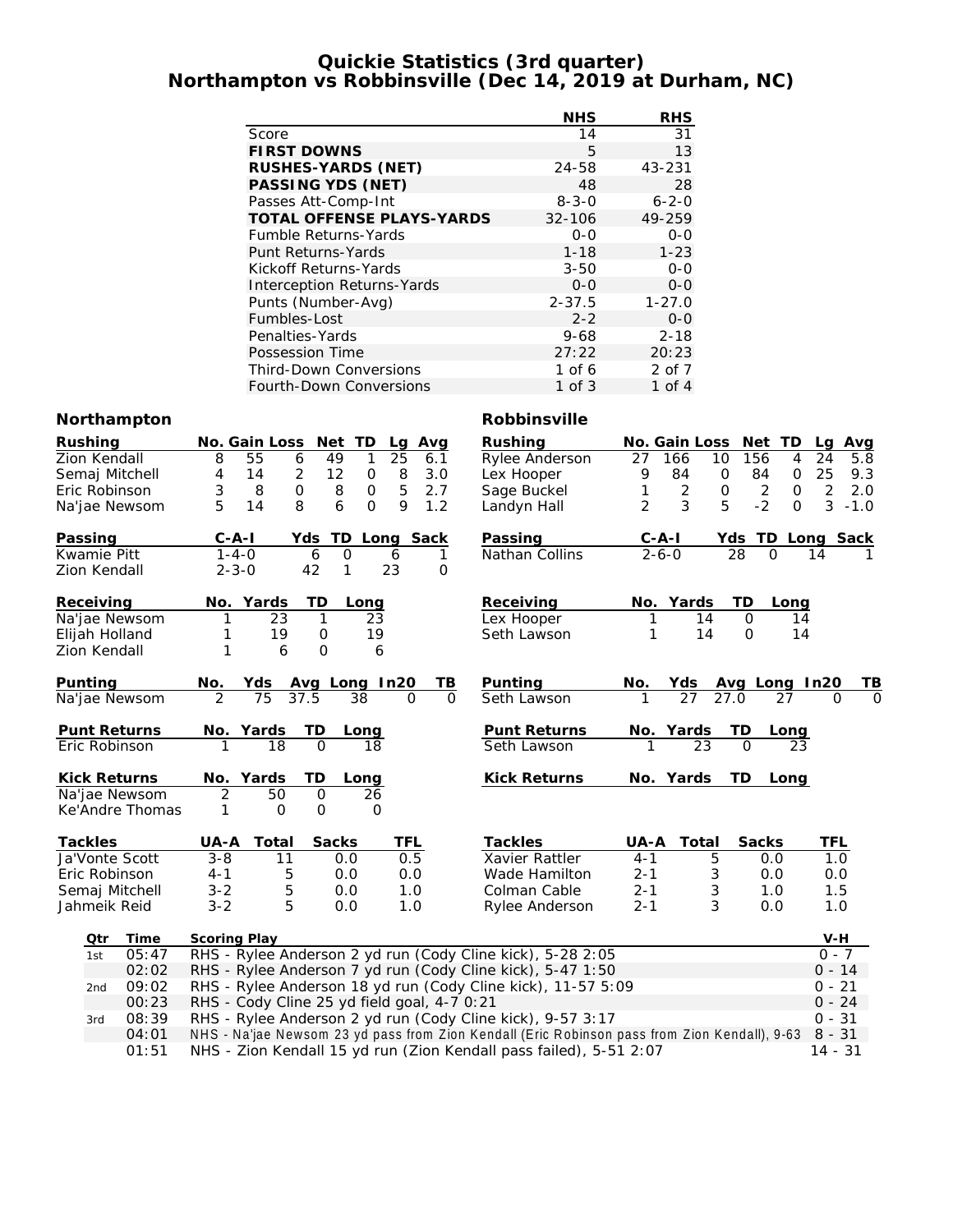# Quickie Statistics (3rd quarter)
## Northampton vs Robbinsville (Dec 14, 2019 at Durham, NC)

| | NHS | RHS |
|---|---|---|
| Score | 14 | 31 |
| **FIRST DOWNS** | 5 | 13 |
| **RUSHES-YARDS (NET)** | 24-58 | 43-231 |
| **PASSING YDS (NET)** | 48 | 28 |
| Passes Att-Comp-Int | 8-3-0 | 6-2-0 |
| **TOTAL OFFENSE PLAYS-YARDS** | 32-106 | 49-259 |
| Fumble Returns-Yards | 0-0 | 0-0 |
| Punt Returns-Yards | 1-18 | 1-23 |
| Kickoff Returns-Yards | 3-50 | 0-0 |
| Interception Returns-Yards | 0-0 | 0-0 |
| Punts (Number-Avg) | 2-37.5 | 1-27.0 |
| Fumbles-Lost | 2-2 | 0-0 |
| Penalties-Yards | 9-68 | 2-18 |
| Possession Time | 27:22 | 20:23 |
| Third-Down Conversions | 1 of 6 | 2 of 7 |
| Fourth-Down Conversions | 1 of 3 | 1 of 4 |

### Northampton

| Rushing | No. | Gain | Loss | Net | TD | Lg | Avg |
|---|---|---|---|---|---|---|---|
| Zion Kendall | 8 | 55 | 6 | 49 | 1 | 25 | 6.1 |
| Semaj Mitchell | 4 | 14 | 2 | 12 | 0 | 8 | 3.0 |
| Eric Robinson | 3 | 8 | 0 | 8 | 0 | 5 | 2.7 |
| Na'jae Newsom | 5 | 14 | 8 | 6 | 0 | 9 | 1.2 |

| Passing | C-A-I | Yds | TD | Long | Sack |
|---|---|---|---|---|---|
| Kwamie Pitt | 1-4-0 | 6 | 0 | 6 | 1 |
| Zion Kendall | 2-3-0 | 42 | 1 | 23 | 0 |

| Receiving | No. | Yards | TD | Long |
|---|---|---|---|---|
| Na'jae Newsom | 1 | 23 | 1 | 23 |
| Elijah Holland | 1 | 19 | 0 | 19 |
| Zion Kendall | 1 | 6 | 0 | 6 |

| Punting | No. | Yds | Avg | Long | In20 | TB |
|---|---|---|---|---|---|---|
| Na'jae Newsom | 2 | 75 | 37.5 | 38 | 0 | 0 |

| Punt Returns | No. | Yards | TD | Long |
|---|---|---|---|---|
| Eric Robinson | 1 | 18 | 0 | 18 |

| Kick Returns | No. | Yards | TD | Long |
|---|---|---|---|---|
| Na'jae Newsom | 2 | 50 | 0 | 26 |
| Ke'Andre Thomas | 1 | 0 | 0 | 0 |

| Tackles | UA-A | Total | Sacks | TFL |
|---|---|---|---|---|
| Ja'Vonte Scott | 3-8 | 11 | 0.0 | 0.5 |
| Eric Robinson | 4-1 | 5 | 0.0 | 0.0 |
| Semaj Mitchell | 3-2 | 5 | 0.0 | 1.0 |
| Jahmeik Reid | 3-2 | 5 | 0.0 | 1.0 |

### Robbinsville

| Rushing | No. | Gain | Loss | Net | TD | Lg | Avg |
|---|---|---|---|---|---|---|---|
| Rylee Anderson | 27 | 166 | 10 | 156 | 4 | 24 | 5.8 |
| Lex Hooper | 9 | 84 | 0 | 84 | 0 | 25 | 9.3 |
| Sage Buckel | 1 | 2 | 0 | 2 | 0 | 2 | 2.0 |
| Landyn Hall | 2 | 3 | 5 | -2 | 0 | 3 | -1.0 |

| Passing | C-A-I | Yds | TD | Long | Sack |
|---|---|---|---|---|---|
| Nathan Collins | 2-6-0 | 28 | 0 | 14 | 1 |

| Receiving | No. | Yards | TD | Long |
|---|---|---|---|---|
| Lex Hooper | 1 | 14 | 0 | 14 |
| Seth Lawson | 1 | 14 | 0 | 14 |

| Punting | No. | Yds | Avg | Long | In20 | TB |
|---|---|---|---|---|---|---|
| Seth Lawson | 1 | 27 | 27.0 | 27 | 0 | 0 |

| Punt Returns | No. | Yards | TD | Long |
|---|---|---|---|---|
| Seth Lawson | 1 | 23 | 0 | 23 |

| Kick Returns | No. | Yards | TD | Long |
|---|---|---|---|---|

| Tackles | UA-A | Total | Sacks | TFL |
|---|---|---|---|---|
| Xavier Rattler | 4-1 | 5 | 0.0 | 1.0 |
| Wade Hamilton | 2-1 | 3 | 0.0 | 0.0 |
| Colman Cable | 2-1 | 3 | 1.0 | 1.5 |
| Rylee Anderson | 2-1 | 3 | 0.0 | 1.0 |

| Qtr | Time | Scoring Play | V-H |
|---|---|---|---|
| 1st | 05:47 | RHS - Rylee Anderson 2 yd run (Cody Cline kick), 5-28 2:05 | 0 - 7 |
| | 02:02 | RHS - Rylee Anderson 7 yd run (Cody Cline kick), 5-47 1:50 | 0 - 14 |
| 2nd | 09:02 | RHS - Rylee Anderson 18 yd run (Cody Cline kick), 11-57 5:09 | 0 - 21 |
| | 00:23 | RHS - Cody Cline 25 yd field goal, 4-7 0:21 | 0 - 24 |
| 3rd | 08:39 | RHS - Rylee Anderson 2 yd run (Cody Cline kick), 9-57 3:17 | 0 - 31 |
| | 04:01 | NHS - Na'jae Newsom 23 yd pass from Zion Kendall (Eric Robinson pass from Zion Kendall), 9-63 | 8 - 31 |
| | 01:51 | NHS - Zion Kendall 15 yd run (Zion Kendall pass failed), 5-51 2:07 | 14 - 31 |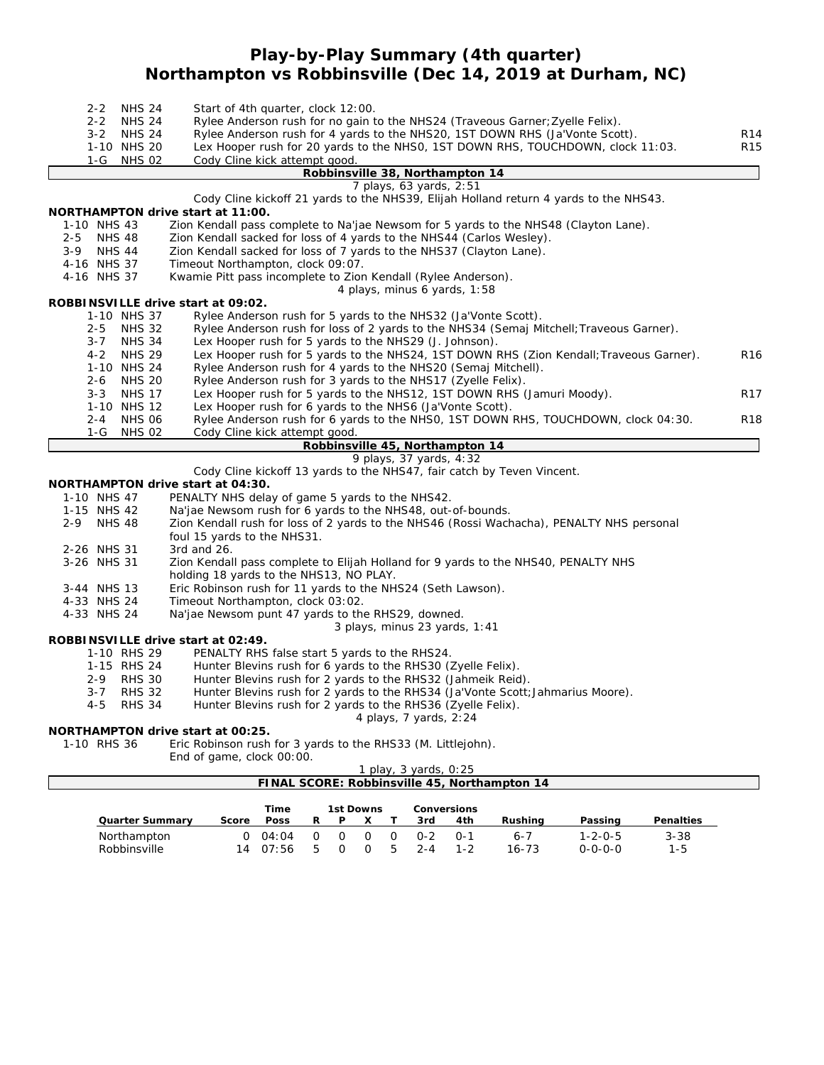# Play-by-Play Summary (4th quarter)
## Northampton vs Robbinsville (Dec 14, 2019 at Durham, NC)

| Down | Spot | Play | |
|---|---|---|---|
| 2-2 | NHS 24 | Start of 4th quarter, clock 12:00. | |
| 2-2 | NHS 24 | Rylee Anderson rush for no gain to the NHS24 (Traveous Garner;Zyelle Felix). | |
| 3-2 | NHS 24 | Rylee Anderson rush for 4 yards to the NHS20, 1ST DOWN RHS (Ja'Vonte Scott). | R14 |
| 1-10 | NHS 20 | Lex Hooper rush for 20 yards to the NHS0, 1ST DOWN RHS, TOUCHDOWN, clock 11:03. | R15 |
| 1-G | NHS 02 | Cody Cline kick attempt good. | |

**Robbinsville 38, Northampton 14**

7 plays, 63 yards, 2:51

Cody Cline kickoff 21 yards to the NHS39, Elijah Holland return 4 yards to the NHS43.

**NORTHAMPTON drive start at 11:00.**

| Down | Spot | Play |
|---|---|---|
| 1-10 | NHS 43 | Zion Kendall pass complete to Na'jae Newsom for 5 yards to the NHS48 (Clayton Lane). |
| 2-5 | NHS 48 | Zion Kendall sacked for loss of 4 yards to the NHS44 (Carlos Wesley). |
| 3-9 | NHS 44 | Zion Kendall sacked for loss of 7 yards to the NHS37 (Clayton Lane). |
| 4-16 | NHS 37 | Timeout Northampton, clock 09:07. |
| 4-16 | NHS 37 | Kwamie Pitt pass incomplete to Zion Kendall (Rylee Anderson). |

4 plays, minus 6 yards, 1:58

**ROBBINSVILLE drive start at 09:02.**

| Down | Spot | Play | |
|---|---|---|---|
| 1-10 | NHS 37 | Rylee Anderson rush for 5 yards to the NHS32 (Ja'Vonte Scott). | |
| 2-5 | NHS 32 | Rylee Anderson rush for loss of 2 yards to the NHS34 (Semaj Mitchell;Traveous Garner). | |
| 3-7 | NHS 34 | Lex Hooper rush for 5 yards to the NHS29 (J. Johnson). | |
| 4-2 | NHS 29 | Lex Hooper rush for 5 yards to the NHS24, 1ST DOWN RHS (Zion Kendall;Traveous Garner). | R16 |
| 1-10 | NHS 24 | Rylee Anderson rush for 4 yards to the NHS20 (Semaj Mitchell). | |
| 2-6 | NHS 20 | Rylee Anderson rush for 3 yards to the NHS17 (Zyelle Felix). | |
| 3-3 | NHS 17 | Lex Hooper rush for 5 yards to the NHS12, 1ST DOWN RHS (Jamuri Moody). | R17 |
| 1-10 | NHS 12 | Lex Hooper rush for 6 yards to the NHS6 (Ja'Vonte Scott). | |
| 2-4 | NHS 06 | Rylee Anderson rush for 6 yards to the NHS0, 1ST DOWN RHS, TOUCHDOWN, clock 04:30. | R18 |
| 1-G | NHS 02 | Cody Cline kick attempt good. | |

**Robbinsville 45, Northampton 14**

9 plays, 37 yards, 4:32

Cody Cline kickoff 13 yards to the NHS47, fair catch by Teven Vincent.

**NORTHAMPTON drive start at 04:30.**

| Down | Spot | Play |
|---|---|---|
| 1-10 | NHS 47 | PENALTY NHS delay of game 5 yards to the NHS42. |
| 1-15 | NHS 42 | Na'jae Newsom rush for 6 yards to the NHS48, out-of-bounds. |
| 2-9 | NHS 48 | Zion Kendall rush for loss of 2 yards to the NHS46 (Rossi Wachacha), PENALTY NHS personal foul 15 yards to the NHS31. |
| 2-26 | NHS 31 | 3rd and 26. |
| 3-26 | NHS 31 | Zion Kendall pass complete to Elijah Holland for 9 yards to the NHS40, PENALTY NHS holding 18 yards to the NHS13, NO PLAY. |
| 3-44 | NHS 13 | Eric Robinson rush for 11 yards to the NHS24 (Seth Lawson). |
| 4-33 | NHS 24 | Timeout Northampton, clock 03:02. |
| 4-33 | NHS 24 | Na'jae Newsom punt 47 yards to the RHS29, downed. |

3 plays, minus 23 yards, 1:41

**ROBBINSVILLE drive start at 02:49.**

| Down | Spot | Play |
|---|---|---|
| 1-10 | RHS 29 | PENALTY RHS false start 5 yards to the RHS24. |
| 1-15 | RHS 24 | Hunter Blevins rush for 6 yards to the RHS30 (Zyelle Felix). |
| 2-9 | RHS 30 | Hunter Blevins rush for 2 yards to the RHS32 (Jahmeik Reid). |
| 3-7 | RHS 32 | Hunter Blevins rush for 2 yards to the RHS34 (Ja'Vonte Scott;Jahmarius Moore). |
| 4-5 | RHS 34 | Hunter Blevins rush for 2 yards to the RHS36 (Zyelle Felix). |

4 plays, 7 yards, 2:24

**NORTHAMPTON drive start at 00:25.**

| Down | Spot | Play |
|---|---|---|
| 1-10 | RHS 36 | Eric Robinson rush for 3 yards to the RHS33 (M. Littlejohn). |
| | | End of game, clock 00:00. |

1 play, 3 yards, 0:25

**FINAL SCORE: Robbinsville 45, Northampton 14**

| Quarter Summary | Score | Time Poss | 1st Downs R | P | X | T | Conversions 3rd | 4th | Rushing | Passing | Penalties |
|---|---|---|---|---|---|---|---|---|---|---|---|
| Northampton | 0 | 04:04 | 0 | 0 | 0 | 0 | 0-2 | 0-1 | 6-7 | 1-2-0-5 | 3-38 |
| Robbinsville | 14 | 07:56 | 5 | 0 | 0 | 5 | 2-4 | 1-2 | 16-73 | 0-0-0-0 | 1-5 |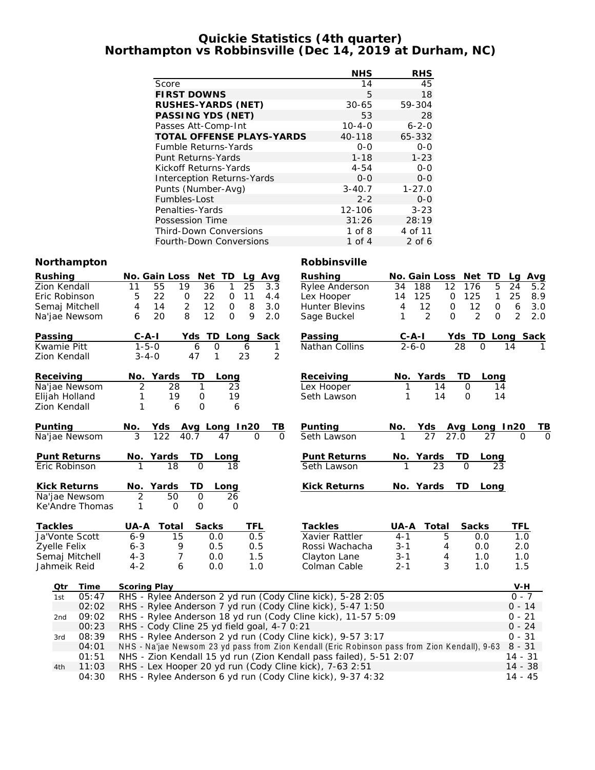# Quickie Statistics (4th quarter)
## Northampton vs Robbinsville (Dec 14, 2019 at Durham, NC)

| | NHS | RHS |
|---|---|---|
| Score | 14 | 45 |
| **FIRST DOWNS** | 5 | 18 |
| **RUSHES-YARDS (NET)** | 30-65 | 59-304 |
| **PASSING YDS (NET)** | 53 | 28 |
| Passes Att-Comp-Int | 10-4-0 | 6-2-0 |
| **TOTAL OFFENSE PLAYS-YARDS** | 40-118 | 65-332 |
| Fumble Returns-Yards | 0-0 | 0-0 |
| Punt Returns-Yards | 1-18 | 1-23 |
| Kickoff Returns-Yards | 4-54 | 0-0 |
| Interception Returns-Yards | 0-0 | 0-0 |
| Punts (Number-Avg) | 3-40.7 | 1-27.0 |
| Fumbles-Lost | 2-2 | 0-0 |
| Penalties-Yards | 12-106 | 3-23 |
| Possession Time | 31:26 | 28:19 |
| Third-Down Conversions | 1 of 8 | 4 of 11 |
| Fourth-Down Conversions | 1 of 4 | 2 of 6 |

### Northampton

| Rushing | No. | Gain | Loss | Net | TD | Lg | Avg |
|---|---|---|---|---|---|---|---|
| Zion Kendall | 11 | 55 | 19 | 36 | 1 | 25 | 3.3 |
| Eric Robinson | 5 | 22 | 0 | 22 | 0 | 11 | 4.4 |
| Semaj Mitchell | 4 | 14 | 2 | 12 | 0 | 8 | 3.0 |
| Na'jae Newsom | 6 | 20 | 8 | 12 | 0 | 9 | 2.0 |

| Passing | C-A-I | Yds | TD | Long | Sack |
|---|---|---|---|---|---|
| Kwamie Pitt | 1-5-0 | 6 | 0 | 6 | 1 |
| Zion Kendall | 3-4-0 | 47 | 1 | 23 | 2 |

| Receiving | No. | Yards | TD | Long |
|---|---|---|---|---|
| Na'jae Newsom | 2 | 28 | 1 | 23 |
| Elijah Holland | 1 | 19 | 0 | 19 |
| Zion Kendall | 1 | 6 | 0 | 6 |

| Punting | No. | Yds | Avg | Long | In20 | TB |
|---|---|---|---|---|---|---|
| Na'jae Newsom | 3 | 122 | 40.7 | 47 | 0 | 0 |

| Punt Returns | No. | Yards | TD | Long |
|---|---|---|---|---|
| Eric Robinson | 1 | 18 | 0 | 18 |

| Kick Returns | No. | Yards | TD | Long |
|---|---|---|---|---|
| Na'jae Newsom | 2 | 50 | 0 | 26 |
| Ke'Andre Thomas | 1 | 0 | 0 | 0 |

| Tackles | UA-A | Total | Sacks | TFL |
|---|---|---|---|---|
| Ja'Vonte Scott | 6-9 | 15 | 0.0 | 0.5 |
| Zyelle Felix | 6-3 | 9 | 0.5 | 0.5 |
| Semaj Mitchell | 4-3 | 7 | 0.0 | 1.5 |
| Jahmeik Reid | 4-2 | 6 | 0.0 | 1.0 |

### Robbinsville

| Rushing | No. | Gain | Loss | Net | TD | Lg | Avg |
|---|---|---|---|---|---|---|---|
| Rylee Anderson | 34 | 188 | 12 | 176 | 5 | 24 | 5.2 |
| Lex Hooper | 14 | 125 | 0 | 125 | 1 | 25 | 8.9 |
| Hunter Blevins | 4 | 12 | 0 | 12 | 0 | 6 | 3.0 |
| Sage Buckel | 1 | 2 | 0 | 2 | 0 | 2 | 2.0 |

| Passing | C-A-I | Yds | TD | Long | Sack |
|---|---|---|---|---|---|
| Nathan Collins | 2-6-0 | 28 | 0 | 14 | 1 |

| Receiving | No. | Yards | TD | Long |
|---|---|---|---|---|
| Lex Hooper | 1 | 14 | 0 | 14 |
| Seth Lawson | 1 | 14 | 0 | 14 |

| Punting | No. | Yds | Avg | Long | In20 | TB |
|---|---|---|---|---|---|---|
| Seth Lawson | 1 | 27 | 27.0 | 27 | 0 | 0 |

| Punt Returns | No. | Yards | TD | Long |
|---|---|---|---|---|
| Seth Lawson | 1 | 23 | 0 | 23 |

| Kick Returns | No. | Yards | TD | Long |
|---|---|---|---|---|

| Tackles | UA-A | Total | Sacks | TFL |
|---|---|---|---|---|
| Xavier Rattler | 4-1 | 5 | 0.0 | 1.0 |
| Rossi Wachacha | 3-1 | 4 | 0.0 | 2.0 |
| Clayton Lane | 3-1 | 4 | 1.0 | 1.0 |
| Colman Cable | 2-1 | 3 | 1.0 | 1.5 |

| Qtr | Time | Scoring Play | V-H |
|---|---|---|---|
| 1st | 05:47 | RHS - Rylee Anderson 2 yd run (Cody Cline kick), 5-28 2:05 | 0 - 7 |
| | 02:02 | RHS - Rylee Anderson 7 yd run (Cody Cline kick), 5-47 1:50 | 0 - 14 |
| 2nd | 09:02 | RHS - Rylee Anderson 18 yd run (Cody Cline kick), 11-57 5:09 | 0 - 21 |
| | 00:23 | RHS - Cody Cline 25 yd field goal, 4-7 0:21 | 0 - 24 |
| 3rd | 08:39 | RHS - Rylee Anderson 2 yd run (Cody Cline kick), 9-57 3:17 | 0 - 31 |
| | 04:01 | NHS - Na'jae Newsom 23 yd pass from Zion Kendall (Eric Robinson pass from Zion Kendall), 9-63 | 8 - 31 |
| | 01:51 | NHS - Zion Kendall 15 yd run (Zion Kendall pass failed), 5-51 2:07 | 14 - 31 |
| 4th | 11:03 | RHS - Lex Hooper 20 yd run (Cody Cline kick), 7-63 2:51 | 14 - 38 |
| | 04:30 | RHS - Rylee Anderson 6 yd run (Cody Cline kick), 9-37 4:32 | 14 - 45 |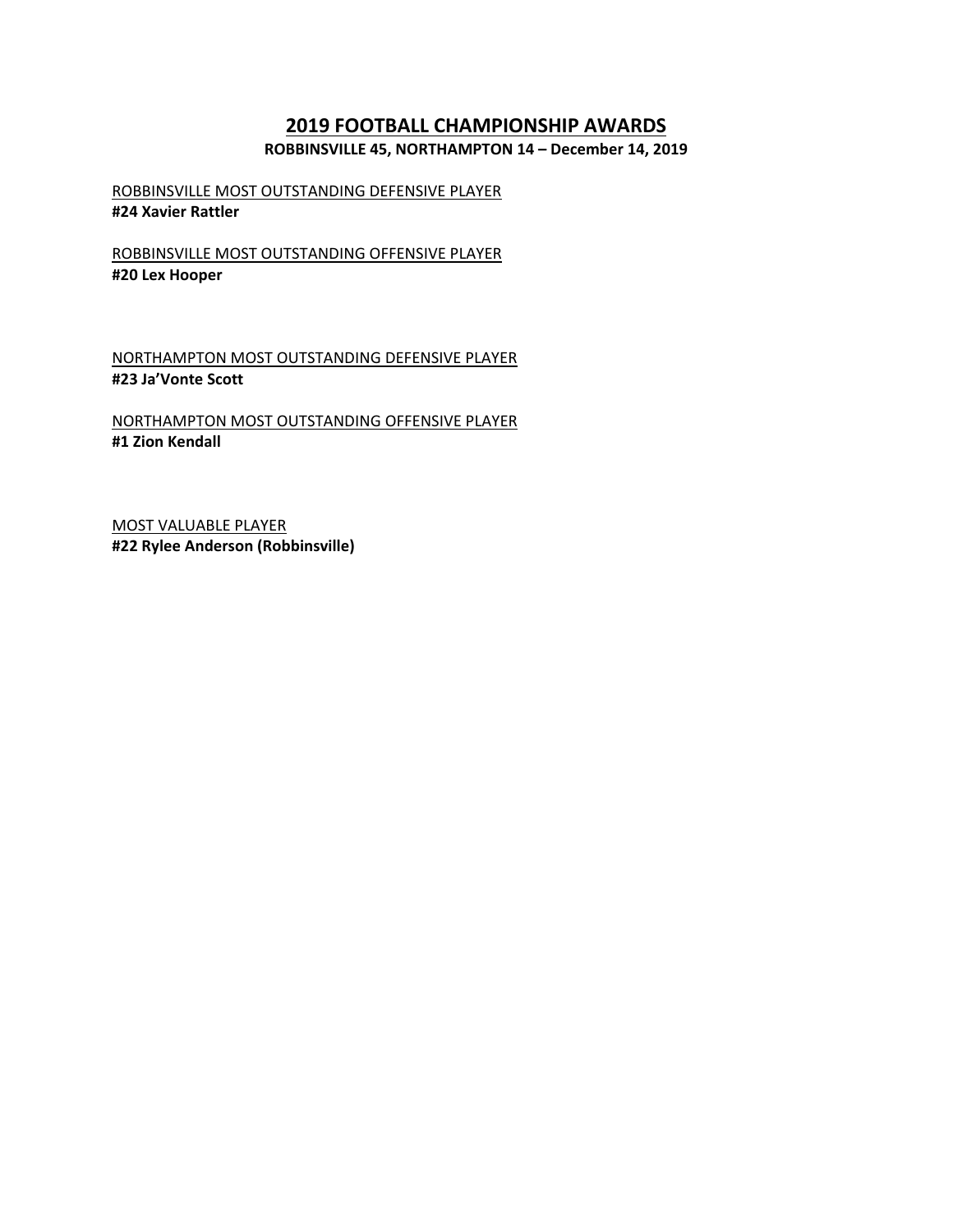# 2019 FOOTBALL CHAMPIONSHIP AWARDS

**ROBBINSVILLE 45, NORTHAMPTON 14 – December 14, 2019**

<u>ROBBINSVILLE MOST OUTSTANDING DEFENSIVE PLAYER</u>
**#24 Xavier Rattler**

<u>ROBBINSVILLE MOST OUTSTANDING OFFENSIVE PLAYER</u>
**#20 Lex Hooper**

<u>NORTHAMPTON MOST OUTSTANDING DEFENSIVE PLAYER</u>
**#23 Ja'Vonte Scott**

<u>NORTHAMPTON MOST OUTSTANDING OFFENSIVE PLAYER</u>
**#1 Zion Kendall**

<u>MOST VALUABLE PLAYER</u>
**#22 Rylee Anderson (Robbinsville)**